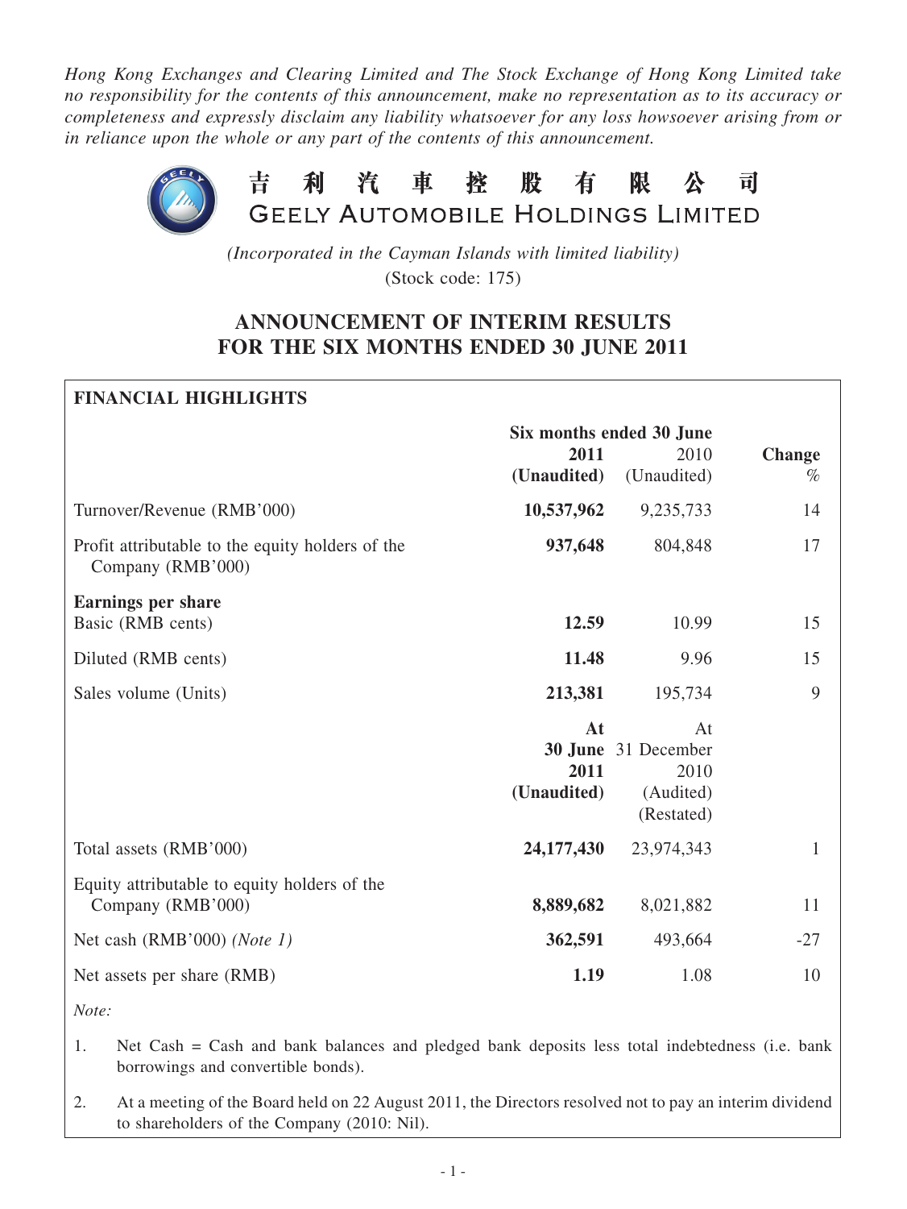*Hong Kong Exchanges and Clearing Limited and The Stock Exchange of Hong Kong Limited take no responsibility for the contents of this announcement, make no representation as to its accuracy or completeness and expressly disclaim any liability whatsoever for any loss howsoever arising from or in reliance upon the whole or any part of the contents of this announcement.*

# 吉利汽車控股有限公司
# GEELY AUTOMOBILE HOLDINGS LIMITED

*(Incorporated in the Cayman Islands with limited liability)*
(Stock code: 175)

## ANNOUNCEMENT OF INTERIM RESULTS FOR THE SIX MONTHS ENDED 30 JUNE 2011

**FINANCIAL HIGHLIGHTS**

| | Six months ended 30 June | | |
|---|---|---|---|
| | **2011 (Unaudited)** | 2010 (Unaudited) | **Change** % |
| Turnover/Revenue (RMB'000) | **10,537,962** | 9,235,733 | 14 |
| Profit attributable to the equity holders of the Company (RMB'000) | **937,648** | 804,848 | 17 |
| **Earnings per share** | | | |
| Basic (RMB cents) | **12.59** | 10.99 | 15 |
| Diluted (RMB cents) | **11.48** | 9.96 | 15 |
| Sales volume (Units) | **213,381** | 195,734 | 9 |
| | **At 30 June 2011 (Unaudited)** | At 31 December 2010 (Audited) (Restated) | |
| Total assets (RMB'000) | **24,177,430** | 23,974,343 | 1 |
| Equity attributable to equity holders of the Company (RMB'000) | **8,889,682** | 8,021,882 | 11 |
| Net cash (RMB'000) *(Note 1)* | **362,591** | 493,664 | -27 |
| Net assets per share (RMB) | **1.19** | 1.08 | 10 |

*Note:*

1. Net Cash = Cash and bank balances and pledged bank deposits less total indebtedness (i.e. bank borrowings and convertible bonds).
2. At a meeting of the Board held on 22 August 2011, the Directors resolved not to pay an interim dividend to shareholders of the Company (2010: Nil).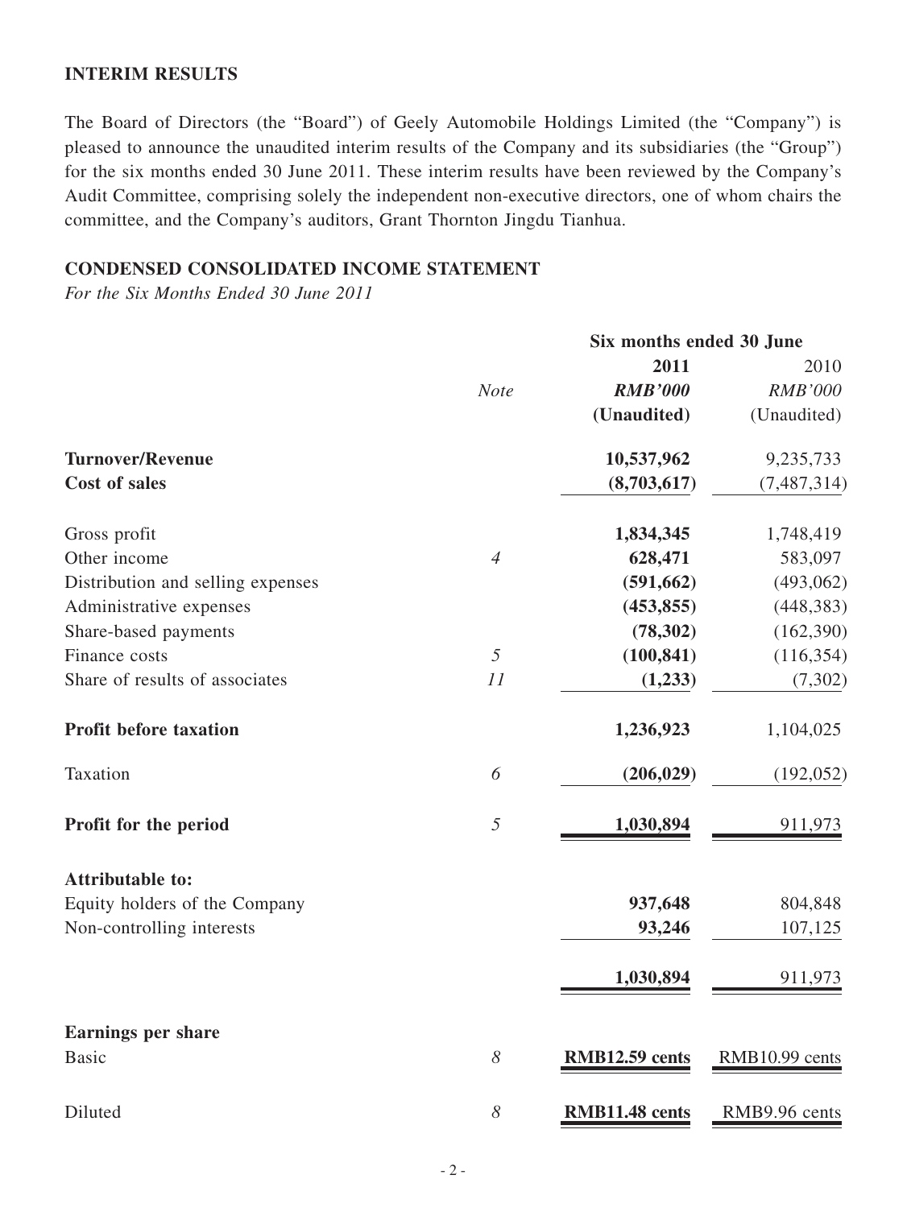## INTERIM RESULTS

The Board of Directors (the "Board") of Geely Automobile Holdings Limited (the "Company") is pleased to announce the unaudited interim results of the Company and its subsidiaries (the "Group") for the six months ended 30 June 2011. These interim results have been reviewed by the Company's Audit Committee, comprising solely the independent non-executive directors, one of whom chairs the committee, and the Company's auditors, Grant Thornton Jingdu Tianhua.

## CONDENSED CONSOLIDATED INCOME STATEMENT

*For the Six Months Ended 30 June 2011*

| | | Six months ended 30 June | |
|---|---|---|---|
| | | **2011** | 2010 |
| | *Note* | ***RMB'000*** | *RMB'000* |
| | | **(Unaudited)** | (Unaudited) |
| **Turnover/Revenue** | | **10,537,962** | 9,235,733 |
| **Cost of sales** | | **(8,703,617)** | (7,487,314) |
| Gross profit | | **1,834,345** | 1,748,419 |
| Other income | *4* | **628,471** | 583,097 |
| Distribution and selling expenses | | **(591,662)** | (493,062) |
| Administrative expenses | | **(453,855)** | (448,383) |
| Share-based payments | | **(78,302)** | (162,390) |
| Finance costs | *5* | **(100,841)** | (116,354) |
| Share of results of associates | *11* | **(1,233)** | (7,302) |
| **Profit before taxation** | | **1,236,923** | 1,104,025 |
| Taxation | *6* | **(206,029)** | (192,052) |
| **Profit for the period** | *5* | **1,030,894** | 911,973 |
| **Attributable to:** | | | |
| Equity holders of the Company | | **937,648** | 804,848 |
| Non-controlling interests | | **93,246** | 107,125 |
| | | **1,030,894** | 911,973 |
| **Earnings per share** | | | |
| Basic | *8* | **RMB12.59 cents** | RMB10.99 cents |
| Diluted | *8* | **RMB11.48 cents** | RMB9.96 cents |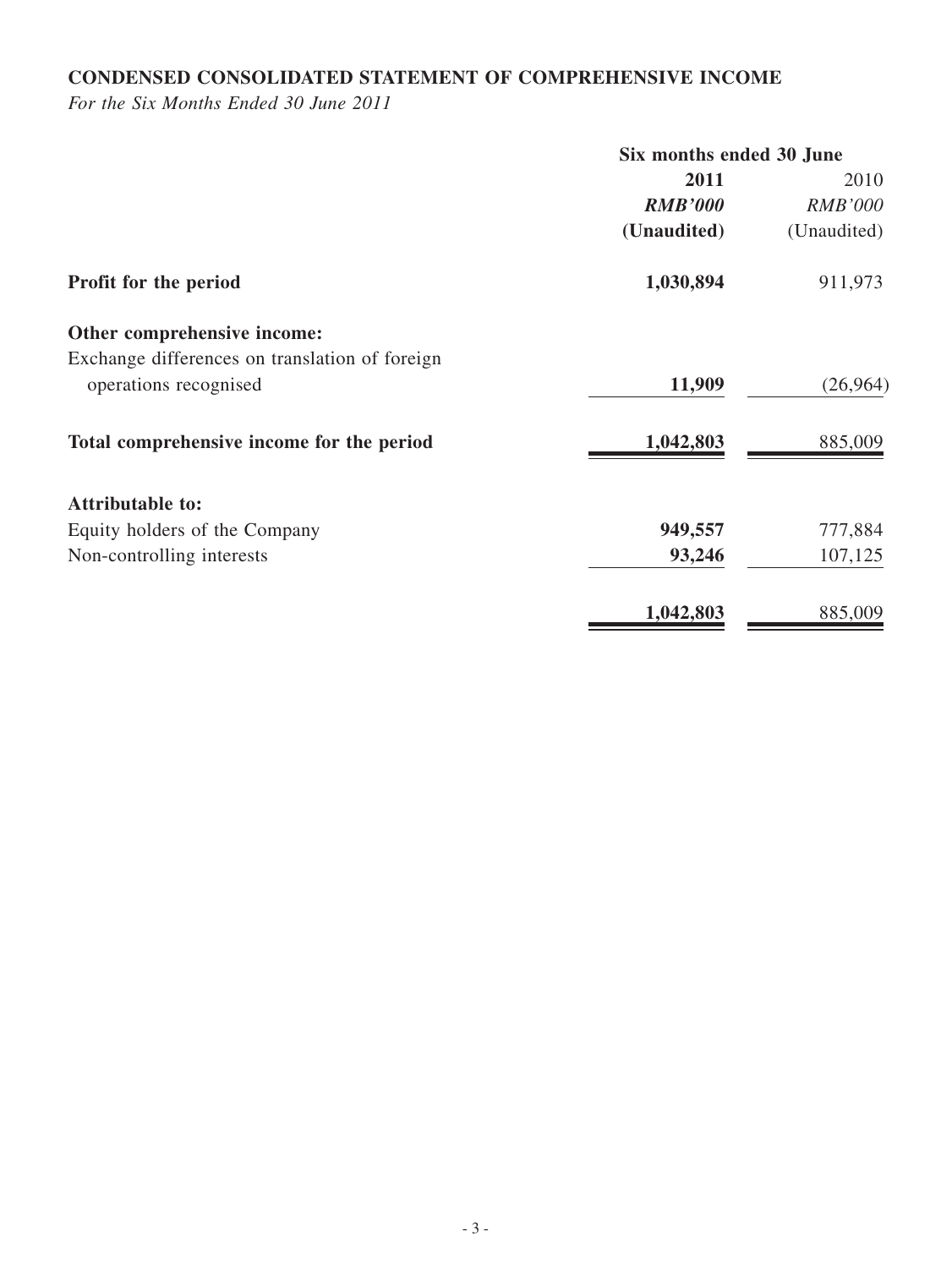## CONDENSED CONSOLIDATED STATEMENT OF COMPREHENSIVE INCOME

*For the Six Months Ended 30 June 2011*

| | Six months ended 30 June | |
|---|---|---|
| | **2011** | 2010 |
| | ***RMB'000*** | *RMB'000* |
| | **(Unaudited)** | (Unaudited) |
| **Profit for the period** | **1,030,894** | 911,973 |
| **Other comprehensive income:** | | |
| Exchange differences on translation of foreign operations recognised | **11,909** | (26,964) |
| **Total comprehensive income for the period** | **1,042,803** | 885,009 |
| **Attributable to:** | | |
| Equity holders of the Company | **949,557** | 777,884 |
| Non-controlling interests | **93,246** | 107,125 |
| | **1,042,803** | 885,009 |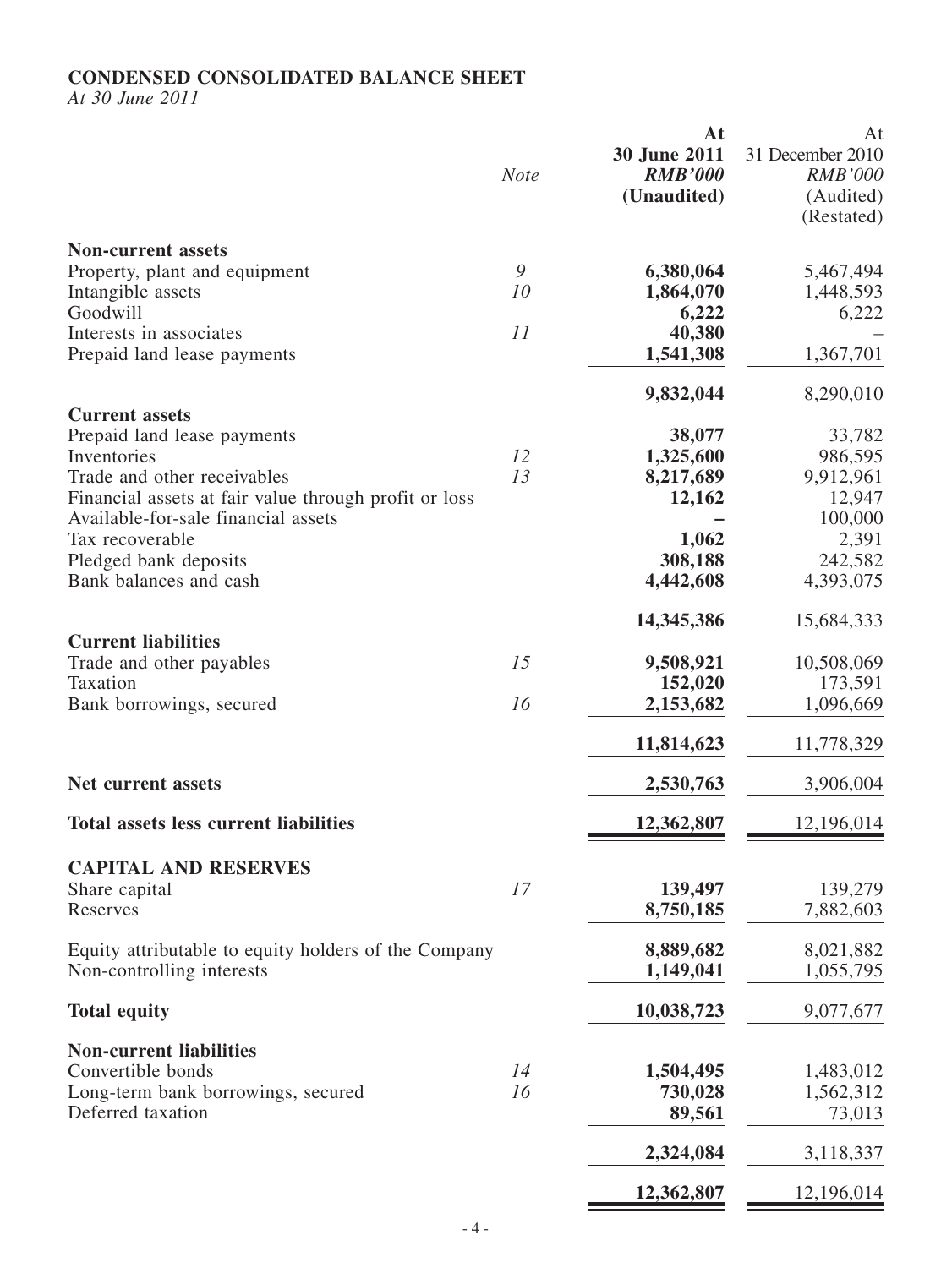# CONDENSED CONSOLIDATED BALANCE SHEET

*At 30 June 2011*

| | Note | At 30 June 2011 RMB'000 (Unaudited) | At 31 December 2010 RMB'000 (Audited) (Restated) |
|---|---|---|---|
| **Non-current assets** | | | |
| Property, plant and equipment | 9 | **6,380,064** | 5,467,494 |
| Intangible assets | 10 | **1,864,070** | 1,448,593 |
| Goodwill | | **6,222** | 6,222 |
| Interests in associates | 11 | **40,380** | – |
| Prepaid land lease payments | | **1,541,308** | 1,367,701 |
| | | **9,832,044** | 8,290,010 |
| **Current assets** | | | |
| Prepaid land lease payments | | **38,077** | 33,782 |
| Inventories | 12 | **1,325,600** | 986,595 |
| Trade and other receivables | 13 | **8,217,689** | 9,912,961 |
| Financial assets at fair value through profit or loss | | **12,162** | 12,947 |
| Available-for-sale financial assets | | **–** | 100,000 |
| Tax recoverable | | **1,062** | 2,391 |
| Pledged bank deposits | | **308,188** | 242,582 |
| Bank balances and cash | | **4,442,608** | 4,393,075 |
| | | **14,345,386** | 15,684,333 |
| **Current liabilities** | | | |
| Trade and other payables | 15 | **9,508,921** | 10,508,069 |
| Taxation | | **152,020** | 173,591 |
| Bank borrowings, secured | 16 | **2,153,682** | 1,096,669 |
| | | **11,814,623** | 11,778,329 |
| **Net current assets** | | **2,530,763** | 3,906,004 |
| **Total assets less current liabilities** | | **12,362,807** | 12,196,014 |
| **CAPITAL AND RESERVES** | | | |
| Share capital | 17 | **139,497** | 139,279 |
| Reserves | | **8,750,185** | 7,882,603 |
| Equity attributable to equity holders of the Company | | **8,889,682** | 8,021,882 |
| Non-controlling interests | | **1,149,041** | 1,055,795 |
| **Total equity** | | **10,038,723** | 9,077,677 |
| **Non-current liabilities** | | | |
| Convertible bonds | 14 | **1,504,495** | 1,483,012 |
| Long-term bank borrowings, secured | 16 | **730,028** | 1,562,312 |
| Deferred taxation | | **89,561** | 73,013 |
| | | **2,324,084** | 3,118,337 |
| | | **12,362,807** | 12,196,014 |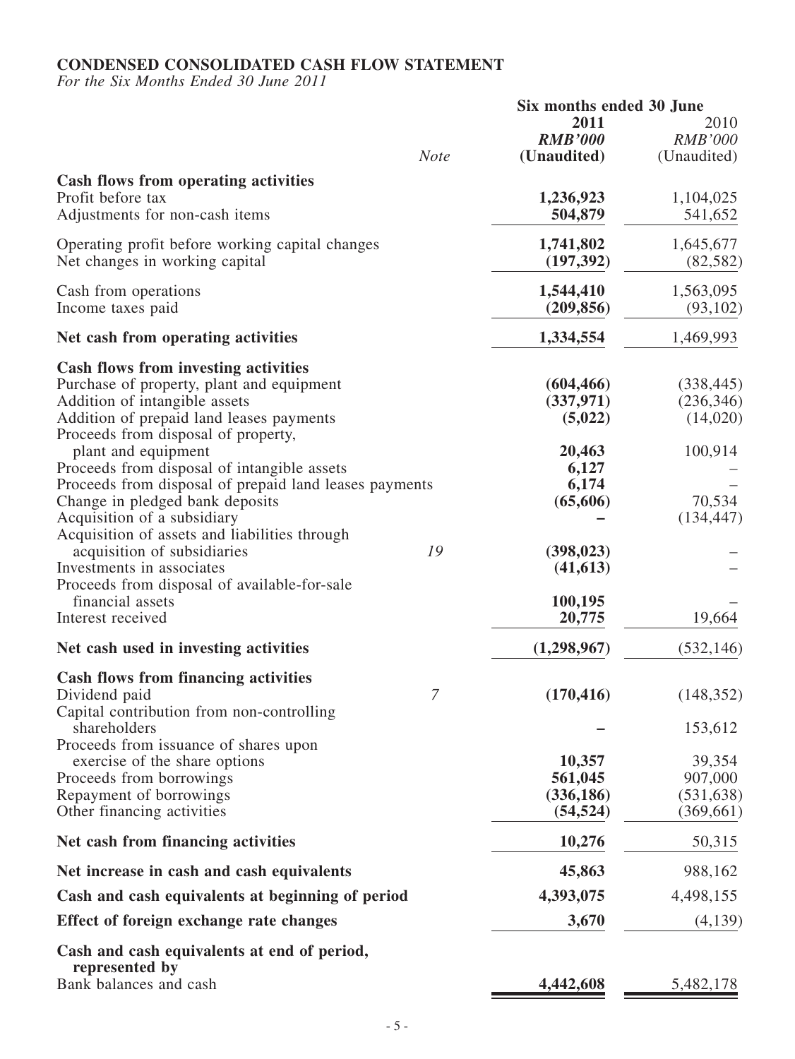# CONDENSED CONSOLIDATED CASH FLOW STATEMENT

*For the Six Months Ended 30 June 2011*

| | Note | Six months ended 30 June 2011 RMB'000 (Unaudited) | 2010 RMB'000 (Unaudited) |
|---|---|---|---|
| **Cash flows from operating activities** | | | |
| Profit before tax | | **1,236,923** | 1,104,025 |
| Adjustments for non-cash items | | **504,879** | 541,652 |
| Operating profit before working capital changes | | **1,741,802** | 1,645,677 |
| Net changes in working capital | | **(197,392)** | (82,582) |
| Cash from operations | | **1,544,410** | 1,563,095 |
| Income taxes paid | | **(209,856)** | (93,102) |
| **Net cash from operating activities** | | **1,334,554** | 1,469,993 |
| **Cash flows from investing activities** | | | |
| Purchase of property, plant and equipment | | **(604,466)** | (338,445) |
| Addition of intangible assets | | **(337,971)** | (236,346) |
| Addition of prepaid land leases payments | | **(5,022)** | (14,020) |
| Proceeds from disposal of property, plant and equipment | | **20,463** | 100,914 |
| Proceeds from disposal of intangible assets | | **6,127** | – |
| Proceeds from disposal of prepaid land leases payments | | **6,174** | – |
| Change in pledged bank deposits | | **(65,606)** | 70,534 |
| Acquisition of a subsidiary | | **–** | (134,447) |
| Acquisition of assets and liabilities through acquisition of subsidiaries | 19 | **(398,023)** | – |
| Investments in associates | | **(41,613)** | – |
| Proceeds from disposal of available-for-sale financial assets | | **100,195** | – |
| Interest received | | **20,775** | 19,664 |
| **Net cash used in investing activities** | | **(1,298,967)** | (532,146) |
| **Cash flows from financing activities** | | | |
| Dividend paid | 7 | **(170,416)** | (148,352) |
| Capital contribution from non-controlling shareholders | | **–** | 153,612 |
| Proceeds from issuance of shares upon exercise of the share options | | **10,357** | 39,354 |
| Proceeds from borrowings | | **561,045** | 907,000 |
| Repayment of borrowings | | **(336,186)** | (531,638) |
| Other financing activities | | **(54,524)** | (369,661) |
| **Net cash from financing activities** | | **10,276** | 50,315 |
| **Net increase in cash and cash equivalents** | | **45,863** | 988,162 |
| **Cash and cash equivalents at beginning of period** | | **4,393,075** | 4,498,155 |
| **Effect of foreign exchange rate changes** | | **3,670** | (4,139) |
| **Cash and cash equivalents at end of period, represented by** | | | |
| Bank balances and cash | | **4,442,608** | 5,482,178 |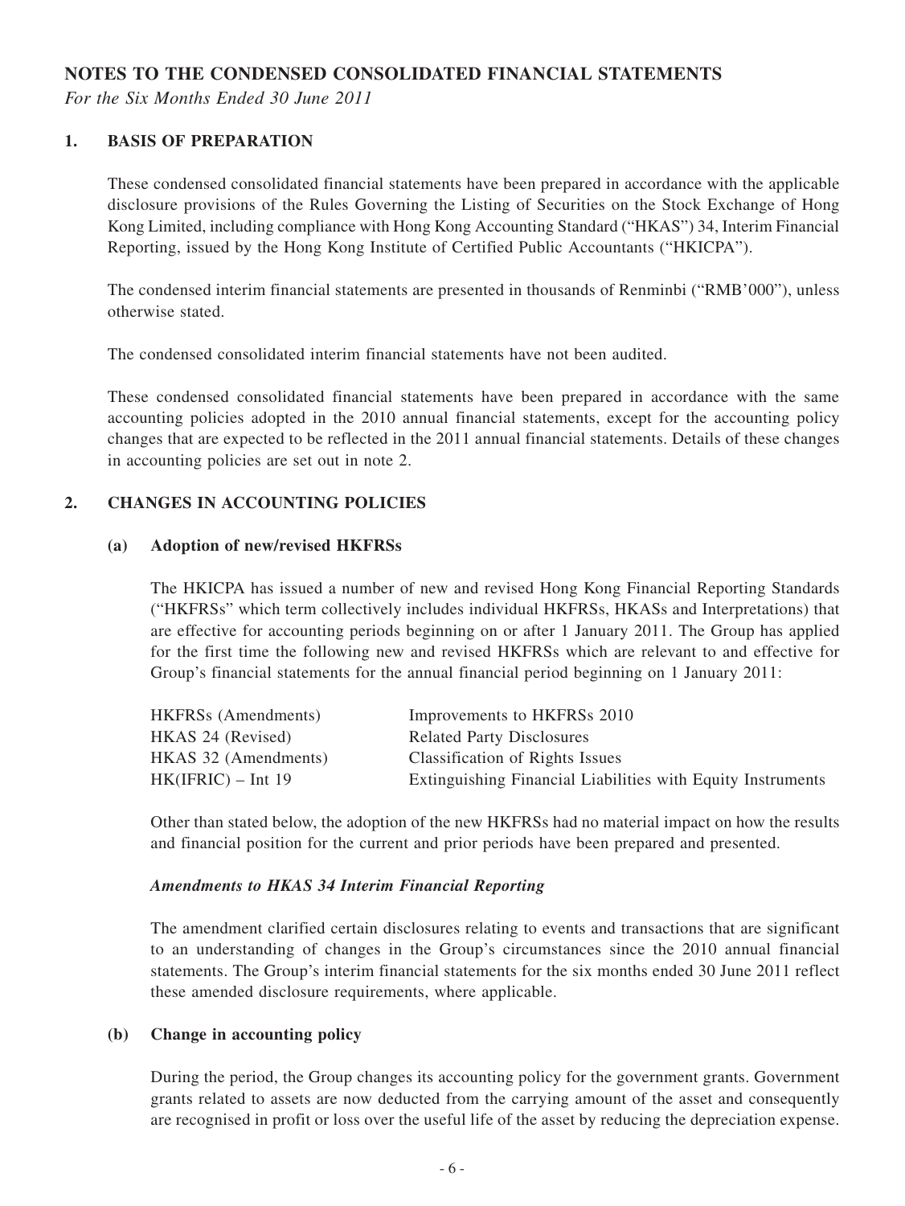# NOTES TO THE CONDENSED CONSOLIDATED FINANCIAL STATEMENTS

*For the Six Months Ended 30 June 2011*

## 1. BASIS OF PREPARATION

These condensed consolidated financial statements have been prepared in accordance with the applicable disclosure provisions of the Rules Governing the Listing of Securities on the Stock Exchange of Hong Kong Limited, including compliance with Hong Kong Accounting Standard ("HKAS") 34, Interim Financial Reporting, issued by the Hong Kong Institute of Certified Public Accountants ("HKICPA").

The condensed interim financial statements are presented in thousands of Renminbi ("RMB'000"), unless otherwise stated.

The condensed consolidated interim financial statements have not been audited.

These condensed consolidated financial statements have been prepared in accordance with the same accounting policies adopted in the 2010 annual financial statements, except for the accounting policy changes that are expected to be reflected in the 2011 annual financial statements. Details of these changes in accounting policies are set out in note 2.

## 2. CHANGES IN ACCOUNTING POLICIES

### (a) Adoption of new/revised HKFRSs

The HKICPA has issued a number of new and revised Hong Kong Financial Reporting Standards ("HKFRSs" which term collectively includes individual HKFRSs, HKASs and Interpretations) that are effective for accounting periods beginning on or after 1 January 2011. The Group has applied for the first time the following new and revised HKFRSs which are relevant to and effective for Group's financial statements for the annual financial period beginning on 1 January 2011:

| | |
|---|---|
| HKFRSs (Amendments) | Improvements to HKFRSs 2010 |
| HKAS 24 (Revised) | Related Party Disclosures |
| HKAS 32 (Amendments) | Classification of Rights Issues |
| HK(IFRIC) – Int 19 | Extinguishing Financial Liabilities with Equity Instruments |

Other than stated below, the adoption of the new HKFRSs had no material impact on how the results and financial position for the current and prior periods have been prepared and presented.

***Amendments to HKAS 34 Interim Financial Reporting***

The amendment clarified certain disclosures relating to events and transactions that are significant to an understanding of changes in the Group's circumstances since the 2010 annual financial statements. The Group's interim financial statements for the six months ended 30 June 2011 reflect these amended disclosure requirements, where applicable.

### (b) Change in accounting policy

During the period, the Group changes its accounting policy for the government grants. Government grants related to assets are now deducted from the carrying amount of the asset and consequently are recognised in profit or loss over the useful life of the asset by reducing the depreciation expense.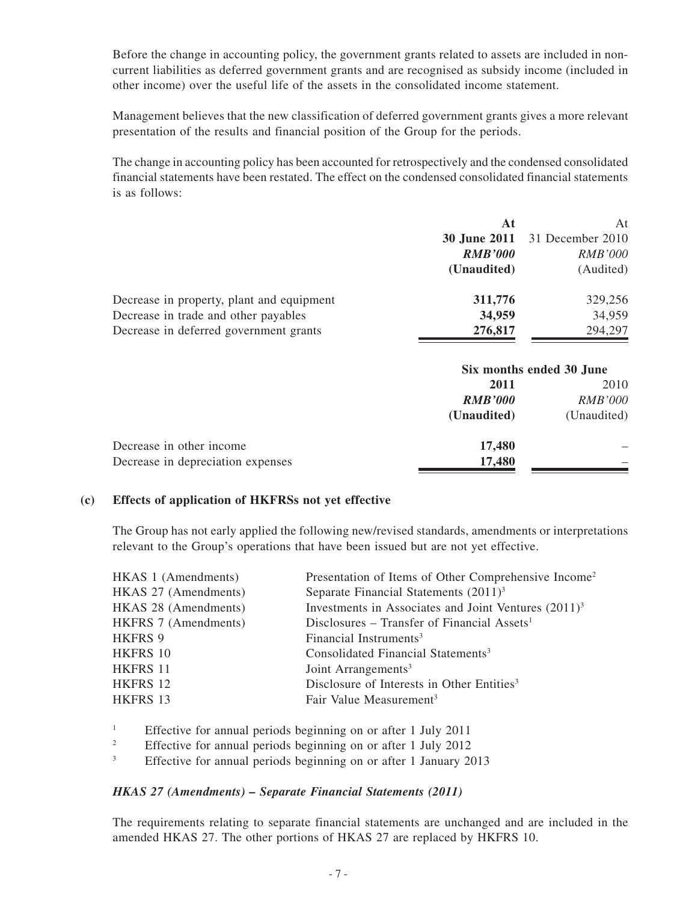Before the change in accounting policy, the government grants related to assets are included in non-current liabilities as deferred government grants and are recognised as subsidy income (included in other income) over the useful life of the assets in the consolidated income statement.

Management believes that the new classification of deferred government grants gives a more relevant presentation of the results and financial position of the Group for the periods.

The change in accounting policy has been accounted for retrospectively and the condensed consolidated financial statements have been restated. The effect on the condensed consolidated financial statements is as follows:

| | **At 30 June 2011** | At 31 December 2010 |
|---|---|---|
| | ***RMB'000*** | *RMB'000* |
| | **(Unaudited)** | (Audited) |
| Decrease in property, plant and equipment | **311,776** | 329,256 |
| Decrease in trade and other payables | **34,959** | 34,959 |
| Decrease in deferred government grants | **276,817** | 294,297 |

| | **Six months ended 30 June** | |
|---|---|---|
| | **2011** | 2010 |
| | ***RMB'000*** | *RMB'000* |
| | **(Unaudited)** | (Unaudited) |
| Decrease in other income | **17,480** | – |
| Decrease in depreciation expenses | **17,480** | – |

**(c) Effects of application of HKFRSs not yet effective**

The Group has not early applied the following new/revised standards, amendments or interpretations relevant to the Group's operations that have been issued but are not yet effective.

| | |
|---|---|
| HKAS 1 (Amendments) | Presentation of Items of Other Comprehensive Income[2] |
| HKAS 27 (Amendments) | Separate Financial Statements (2011)[3] |
| HKAS 28 (Amendments) | Investments in Associates and Joint Ventures (2011)[3] |
| HKFRS 7 (Amendments) | Disclosures – Transfer of Financial Assets[1] |
| HKFRS 9 | Financial Instruments[3] |
| HKFRS 10 | Consolidated Financial Statements[3] |
| HKFRS 11 | Joint Arrangements[3] |
| HKFRS 12 | Disclosure of Interests in Other Entities[3] |
| HKFRS 13 | Fair Value Measurement[3] |

[1] Effective for annual periods beginning on or after 1 July 2011

[2] Effective for annual periods beginning on or after 1 July 2012

[3] Effective for annual periods beginning on or after 1 January 2013

***HKAS 27 (Amendments) – Separate Financial Statements (2011)***

The requirements relating to separate financial statements are unchanged and are included in the amended HKAS 27. The other portions of HKAS 27 are replaced by HKFRS 10.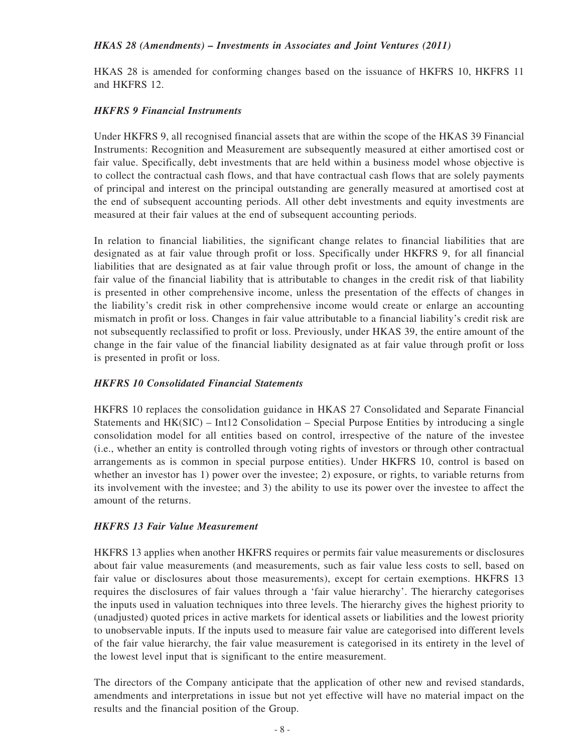### *HKAS 28 (Amendments) – Investments in Associates and Joint Ventures (2011)*

HKAS 28 is amended for conforming changes based on the issuance of HKFRS 10, HKFRS 11 and HKFRS 12.

### *HKFRS 9 Financial Instruments*

Under HKFRS 9, all recognised financial assets that are within the scope of the HKAS 39 Financial Instruments: Recognition and Measurement are subsequently measured at either amortised cost or fair value. Specifically, debt investments that are held within a business model whose objective is to collect the contractual cash flows, and that have contractual cash flows that are solely payments of principal and interest on the principal outstanding are generally measured at amortised cost at the end of subsequent accounting periods. All other debt investments and equity investments are measured at their fair values at the end of subsequent accounting periods.

In relation to financial liabilities, the significant change relates to financial liabilities that are designated as at fair value through profit or loss. Specifically under HKFRS 9, for all financial liabilities that are designated as at fair value through profit or loss, the amount of change in the fair value of the financial liability that is attributable to changes in the credit risk of that liability is presented in other comprehensive income, unless the presentation of the effects of changes in the liability's credit risk in other comprehensive income would create or enlarge an accounting mismatch in profit or loss. Changes in fair value attributable to a financial liability's credit risk are not subsequently reclassified to profit or loss. Previously, under HKAS 39, the entire amount of the change in the fair value of the financial liability designated as at fair value through profit or loss is presented in profit or loss.

### *HKFRS 10 Consolidated Financial Statements*

HKFRS 10 replaces the consolidation guidance in HKAS 27 Consolidated and Separate Financial Statements and HK(SIC) – Int12 Consolidation – Special Purpose Entities by introducing a single consolidation model for all entities based on control, irrespective of the nature of the investee (i.e., whether an entity is controlled through voting rights of investors or through other contractual arrangements as is common in special purpose entities). Under HKFRS 10, control is based on whether an investor has 1) power over the investee; 2) exposure, or rights, to variable returns from its involvement with the investee; and 3) the ability to use its power over the investee to affect the amount of the returns.

### *HKFRS 13 Fair Value Measurement*

HKFRS 13 applies when another HKFRS requires or permits fair value measurements or disclosures about fair value measurements (and measurements, such as fair value less costs to sell, based on fair value or disclosures about those measurements), except for certain exemptions. HKFRS 13 requires the disclosures of fair values through a 'fair value hierarchy'. The hierarchy categorises the inputs used in valuation techniques into three levels. The hierarchy gives the highest priority to (unadjusted) quoted prices in active markets for identical assets or liabilities and the lowest priority to unobservable inputs. If the inputs used to measure fair value are categorised into different levels of the fair value hierarchy, the fair value measurement is categorised in its entirety in the level of the lowest level input that is significant to the entire measurement.

The directors of the Company anticipate that the application of other new and revised standards, amendments and interpretations in issue but not yet effective will have no material impact on the results and the financial position of the Group.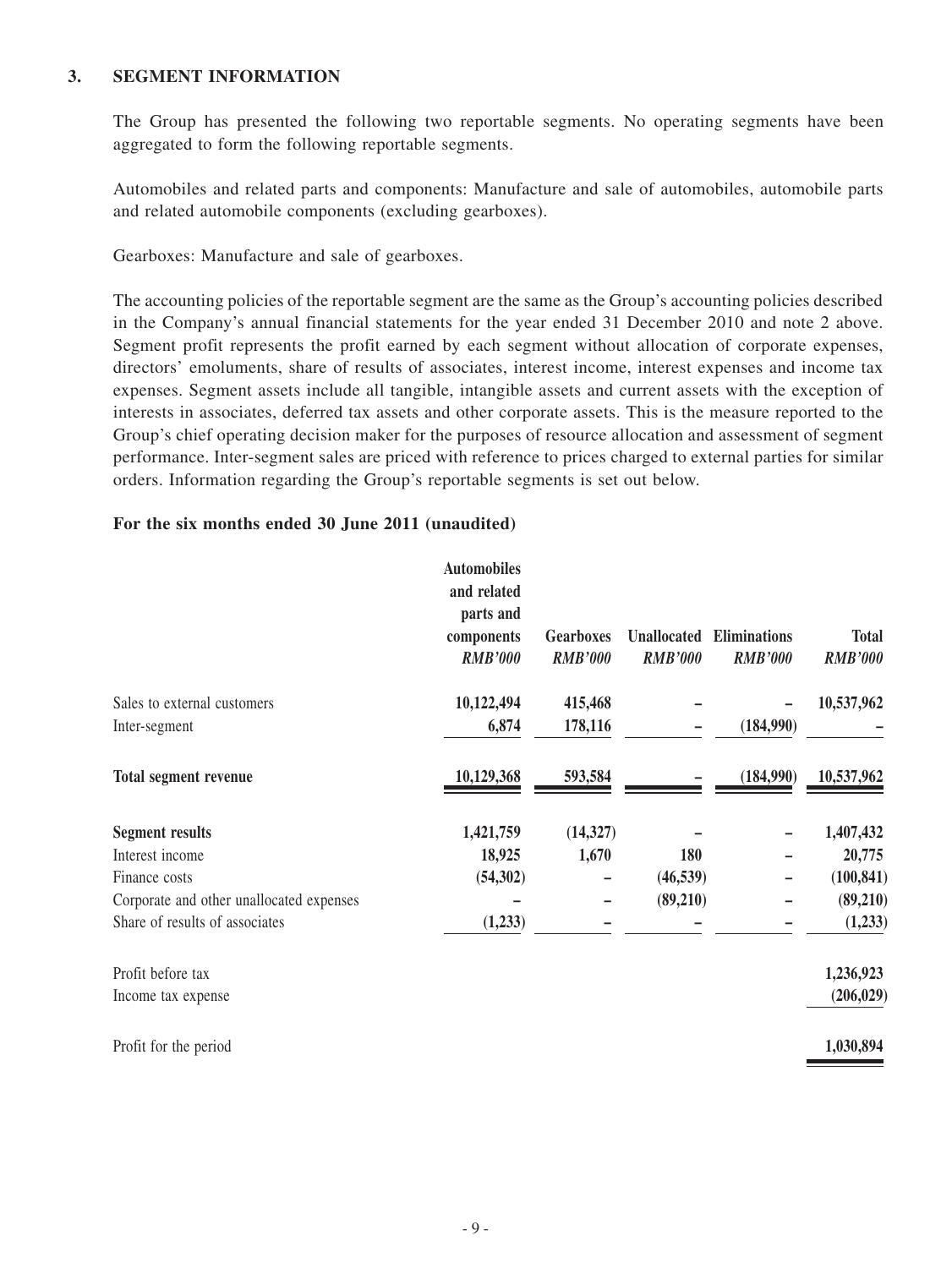## 3. SEGMENT INFORMATION

The Group has presented the following two reportable segments. No operating segments have been aggregated to form the following reportable segments.

Automobiles and related parts and components: Manufacture and sale of automobiles, automobile parts and related automobile components (excluding gearboxes).

Gearboxes: Manufacture and sale of gearboxes.

The accounting policies of the reportable segment are the same as the Group's accounting policies described in the Company's annual financial statements for the year ended 31 December 2010 and note 2 above. Segment profit represents the profit earned by each segment without allocation of corporate expenses, directors' emoluments, share of results of associates, interest income, interest expenses and income tax expenses. Segment assets include all tangible, intangible assets and current assets with the exception of interests in associates, deferred tax assets and other corporate assets. This is the measure reported to the Group's chief operating decision maker for the purposes of resource allocation and assessment of segment performance. Inter-segment sales are priced with reference to prices charged to external parties for similar orders. Information regarding the Group's reportable segments is set out below.

**For the six months ended 30 June 2011 (unaudited)**

| | Automobiles and related parts and components *RMB'000* | Gearboxes *RMB'000* | Unallocated *RMB'000* | Eliminations *RMB'000* | Total *RMB'000* |
|---|---|---|---|---|---|
| Sales to external customers | 10,122,494 | 415,468 | – | – | 10,537,962 |
| Inter-segment | 6,874 | 178,116 | – | (184,990) | – |
| **Total segment revenue** | 10,129,368 | 593,584 | – | (184,990) | 10,537,962 |
| **Segment results** | 1,421,759 | (14,327) | – | – | 1,407,432 |
| Interest income | 18,925 | 1,670 | 180 | – | 20,775 |
| Finance costs | (54,302) | – | (46,539) | – | (100,841) |
| Corporate and other unallocated expenses | – | – | (89,210) | – | (89,210) |
| Share of results of associates | (1,233) | – | – | – | (1,233) |
| Profit before tax | | | | | 1,236,923 |
| Income tax expense | | | | | (206,029) |
| Profit for the period | | | | | 1,030,894 |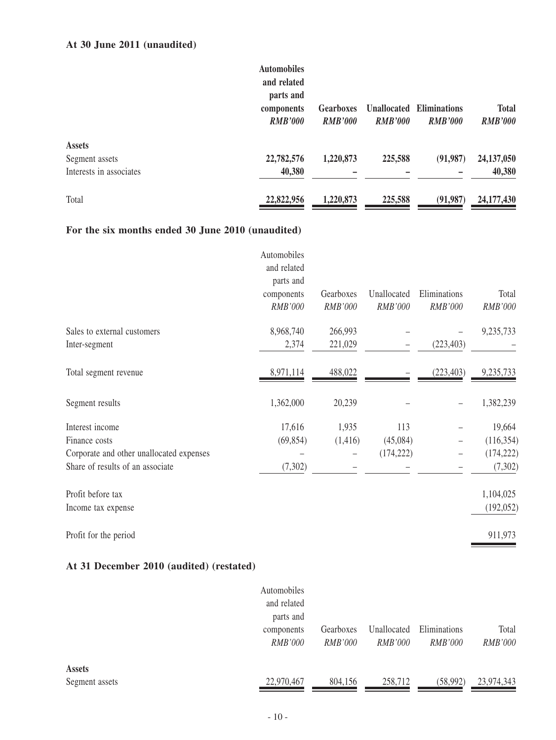**At 30 June 2011 (unaudited)**

| | Automobiles and related parts and components *RMB'000* | Gearboxes *RMB'000* | Unallocated *RMB'000* | Eliminations *RMB'000* | Total *RMB'000* |
|---|---|---|---|---|---|
| **Assets** | | | | | |
| Segment assets | 22,782,576 | 1,220,873 | 225,588 | (91,987) | 24,137,050 |
| Interests in associates | 40,380 | – | – | – | 40,380 |
| Total | 22,822,956 | 1,220,873 | 225,588 | (91,987) | 24,177,430 |

**For the six months ended 30 June 2010 (unaudited)**

| | Automobiles and related parts and components *RMB'000* | Gearboxes *RMB'000* | Unallocated *RMB'000* | Eliminations *RMB'000* | Total *RMB'000* |
|---|---|---|---|---|---|
| Sales to external customers | 8,968,740 | 266,993 | – | – | 9,235,733 |
| Inter-segment | 2,374 | 221,029 | – | (223,403) | – |
| Total segment revenue | 8,971,114 | 488,022 | – | (223,403) | 9,235,733 |
| Segment results | 1,362,000 | 20,239 | – | – | 1,382,239 |
| Interest income | 17,616 | 1,935 | 113 | – | 19,664 |
| Finance costs | (69,854) | (1,416) | (45,084) | – | (116,354) |
| Corporate and other unallocated expenses | – | – | (174,222) | – | (174,222) |
| Share of results of an associate | (7,302) | – | – | – | (7,302) |
| Profit before tax | | | | | 1,104,025 |
| Income tax expense | | | | | (192,052) |
| Profit for the period | | | | | 911,973 |

**At 31 December 2010 (audited) (restated)**

| | Automobiles and related parts and components *RMB'000* | Gearboxes *RMB'000* | Unallocated *RMB'000* | Eliminations *RMB'000* | Total *RMB'000* |
|---|---|---|---|---|---|
| **Assets** | | | | | |
| Segment assets | 22,970,467 | 804,156 | 258,712 | (58,992) | 23,974,343 |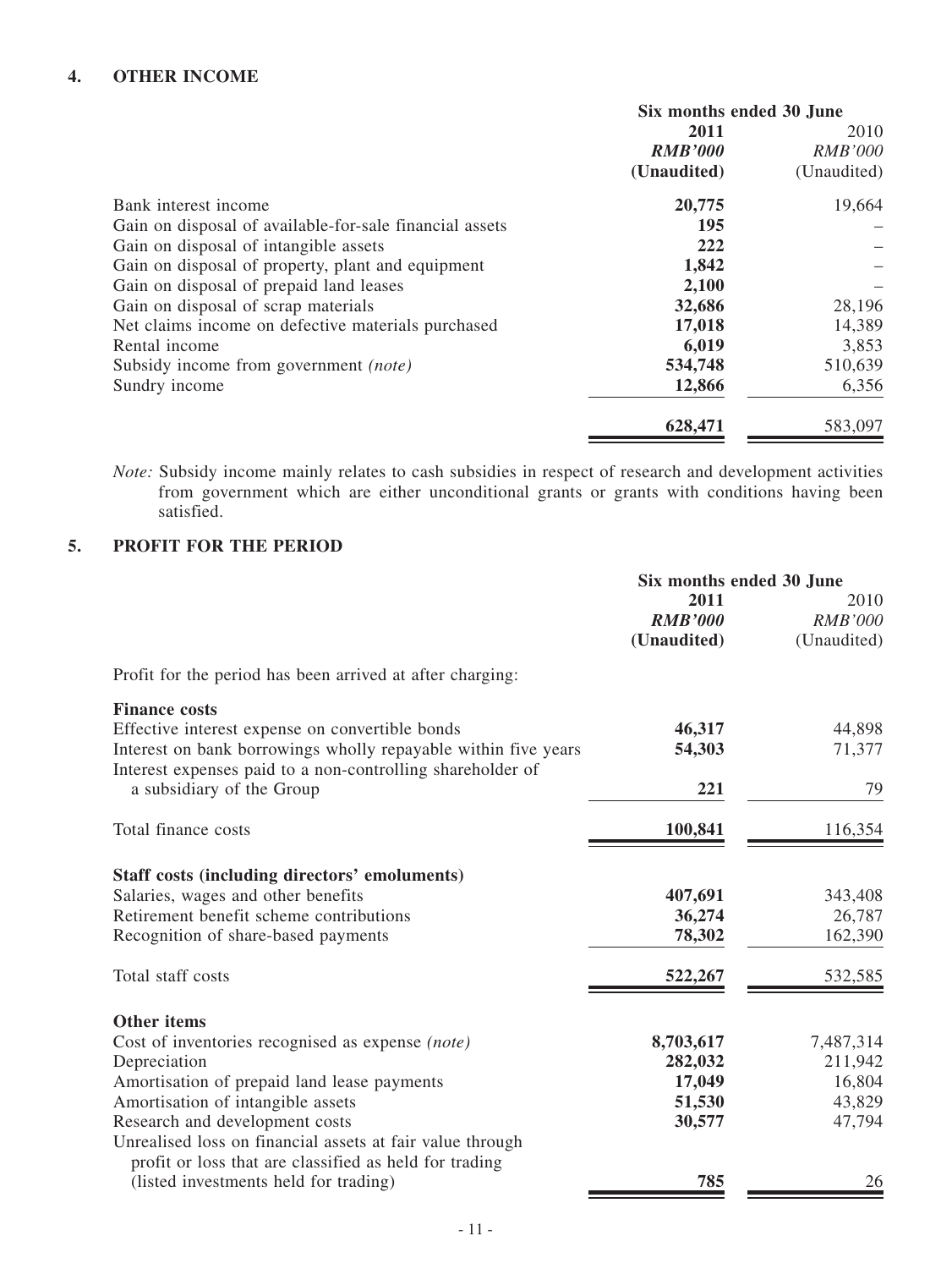## 4. OTHER INCOME

| | Six months ended 30 June | |
|---|---|---|
| | **2011** | 2010 |
| | ***RMB'000*** | *RMB'000* |
| | **(Unaudited)** | (Unaudited) |
| Bank interest income | **20,775** | 19,664 |
| Gain on disposal of available-for-sale financial assets | **195** | – |
| Gain on disposal of intangible assets | **222** | – |
| Gain on disposal of property, plant and equipment | **1,842** | – |
| Gain on disposal of prepaid land leases | **2,100** | – |
| Gain on disposal of scrap materials | **32,686** | 28,196 |
| Net claims income on defective materials purchased | **17,018** | 14,389 |
| Rental income | **6,019** | 3,853 |
| Subsidy income from government *(note)* | **534,748** | 510,639 |
| Sundry income | **12,866** | 6,356 |
| | **628,471** | 583,097 |

*Note:* Subsidy income mainly relates to cash subsidies in respect of research and development activities from government which are either unconditional grants or grants with conditions having been satisfied.

## 5. PROFIT FOR THE PERIOD

| | Six months ended 30 June | |
|---|---|---|
| | **2011** | 2010 |
| | ***RMB'000*** | *RMB'000* |
| | **(Unaudited)** | (Unaudited) |
| Profit for the period has been arrived at after charging: | | |
| **Finance costs** | | |
| Effective interest expense on convertible bonds | **46,317** | 44,898 |
| Interest on bank borrowings wholly repayable within five years | **54,303** | 71,377 |
| Interest expenses paid to a non-controlling shareholder of a subsidiary of the Group | **221** | 79 |
| Total finance costs | **100,841** | 116,354 |
| **Staff costs (including directors' emoluments)** | | |
| Salaries, wages and other benefits | **407,691** | 343,408 |
| Retirement benefit scheme contributions | **36,274** | 26,787 |
| Recognition of share-based payments | **78,302** | 162,390 |
| Total staff costs | **522,267** | 532,585 |
| **Other items** | | |
| Cost of inventories recognised as expense *(note)* | **8,703,617** | 7,487,314 |
| Depreciation | **282,032** | 211,942 |
| Amortisation of prepaid land lease payments | **17,049** | 16,804 |
| Amortisation of intangible assets | **51,530** | 43,829 |
| Research and development costs | **30,577** | 47,794 |
| Unrealised loss on financial assets at fair value through profit or loss that are classified as held for trading (listed investments held for trading) | **785** | 26 |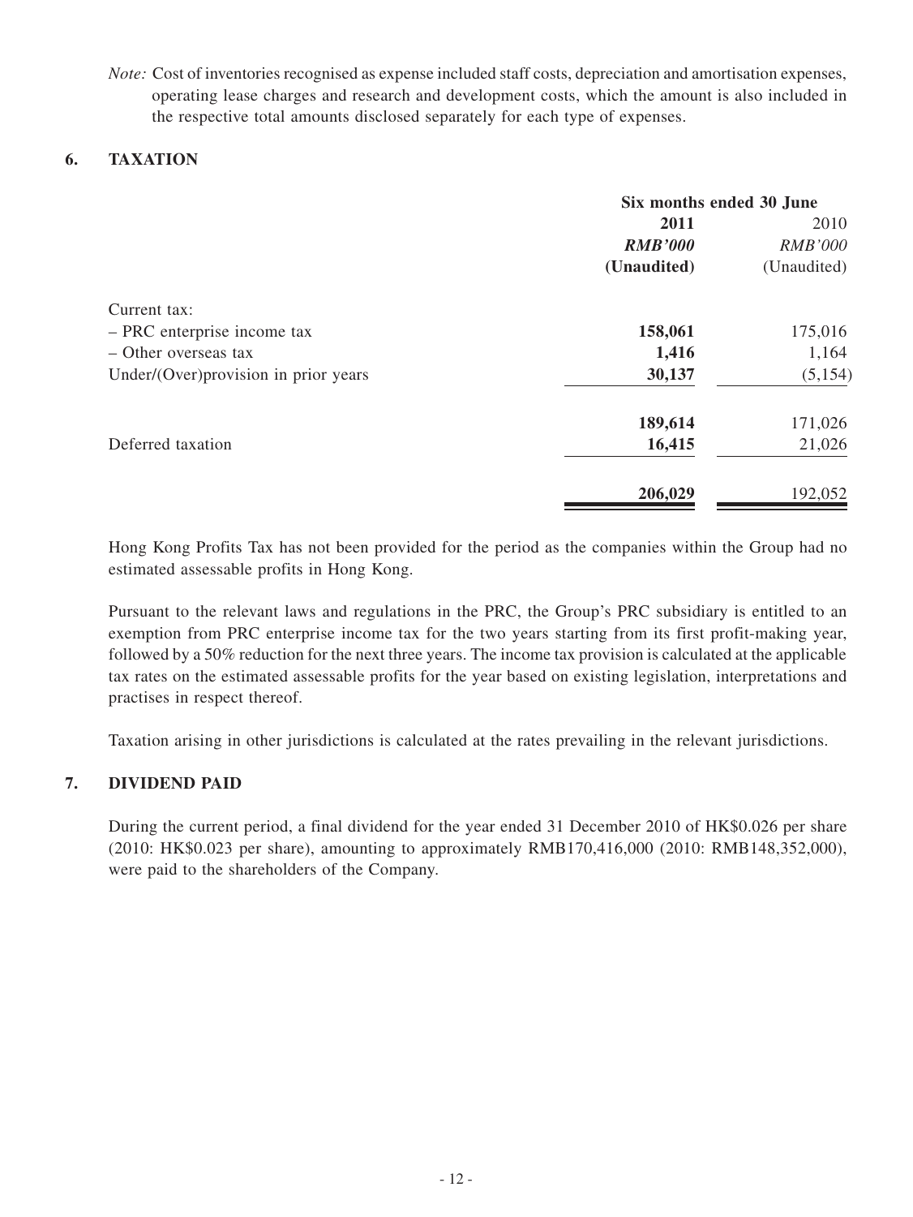*Note:* Cost of inventories recognised as expense included staff costs, depreciation and amortisation expenses, operating lease charges and research and development costs, which the amount is also included in the respective total amounts disclosed separately for each type of expenses.

## 6. TAXATION

| | Six months ended 30 June | |
|---|---|---|
| | **2011** | 2010 |
| | ***RMB'000*** | *RMB'000* |
| | **(Unaudited)** | (Unaudited) |
| Current tax: | | |
| – PRC enterprise income tax | **158,061** | 175,016 |
| – Other overseas tax | **1,416** | 1,164 |
| Under/(Over)provision in prior years | **30,137** | (5,154) |
| | **189,614** | 171,026 |
| Deferred taxation | **16,415** | 21,026 |
| | **206,029** | 192,052 |

Hong Kong Profits Tax has not been provided for the period as the companies within the Group had no estimated assessable profits in Hong Kong.

Pursuant to the relevant laws and regulations in the PRC, the Group's PRC subsidiary is entitled to an exemption from PRC enterprise income tax for the two years starting from its first profit-making year, followed by a 50% reduction for the next three years. The income tax provision is calculated at the applicable tax rates on the estimated assessable profits for the year based on existing legislation, interpretations and practises in respect thereof.

Taxation arising in other jurisdictions is calculated at the rates prevailing in the relevant jurisdictions.

## 7. DIVIDEND PAID

During the current period, a final dividend for the year ended 31 December 2010 of HK$0.026 per share (2010: HK$0.023 per share), amounting to approximately RMB170,416,000 (2010: RMB148,352,000), were paid to the shareholders of the Company.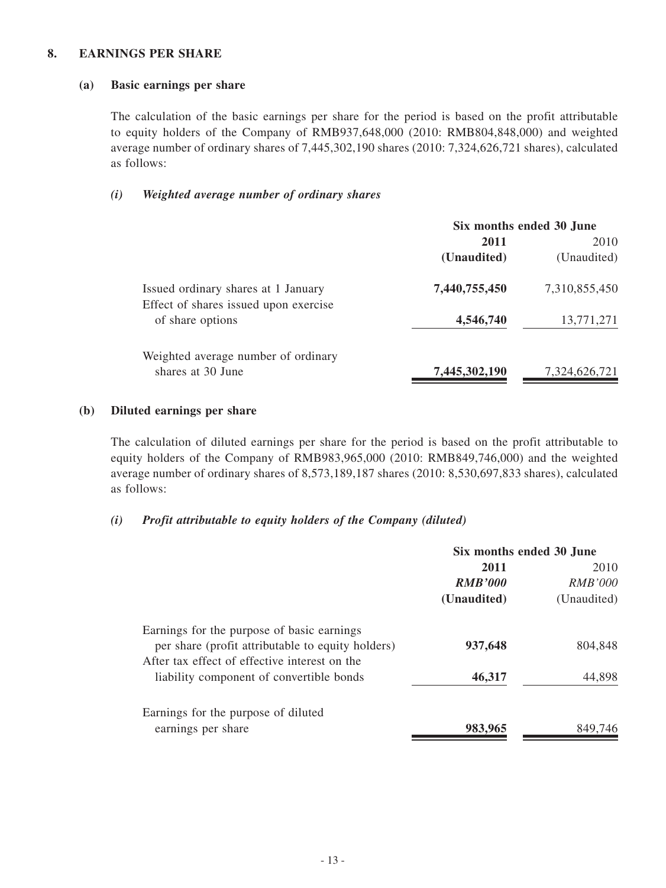## 8. EARNINGS PER SHARE

### (a) Basic earnings per share

The calculation of the basic earnings per share for the period is based on the profit attributable to equity holders of the Company of RMB937,648,000 (2010: RMB804,848,000) and weighted average number of ordinary shares of 7,445,302,190 shares (2010: 7,324,626,721 shares), calculated as follows:

#### *(i) Weighted average number of ordinary shares*

| | Six months ended 30 June | |
|---|---|---|
| | **2011** | 2010 |
| | **(Unaudited)** | (Unaudited) |
| Issued ordinary shares at 1 January | **7,440,755,450** | 7,310,855,450 |
| Effect of shares issued upon exercise of share options | **4,546,740** | 13,771,271 |
| Weighted average number of ordinary shares at 30 June | **7,445,302,190** | 7,324,626,721 |

### (b) Diluted earnings per share

The calculation of diluted earnings per share for the period is based on the profit attributable to equity holders of the Company of RMB983,965,000 (2010: RMB849,746,000) and the weighted average number of ordinary shares of 8,573,189,187 shares (2010: 8,530,697,833 shares), calculated as follows:

#### *(i) Profit attributable to equity holders of the Company (diluted)*

| | Six months ended 30 June | |
|---|---|---|
| | **2011** | 2010 |
| | ***RMB'000*** | *RMB'000* |
| | **(Unaudited)** | (Unaudited) |
| Earnings for the purpose of basic earnings per share (profit attributable to equity holders) | **937,648** | 804,848 |
| After tax effect of effective interest on the liability component of convertible bonds | **46,317** | 44,898 |
| Earnings for the purpose of diluted earnings per share | **983,965** | 849,746 |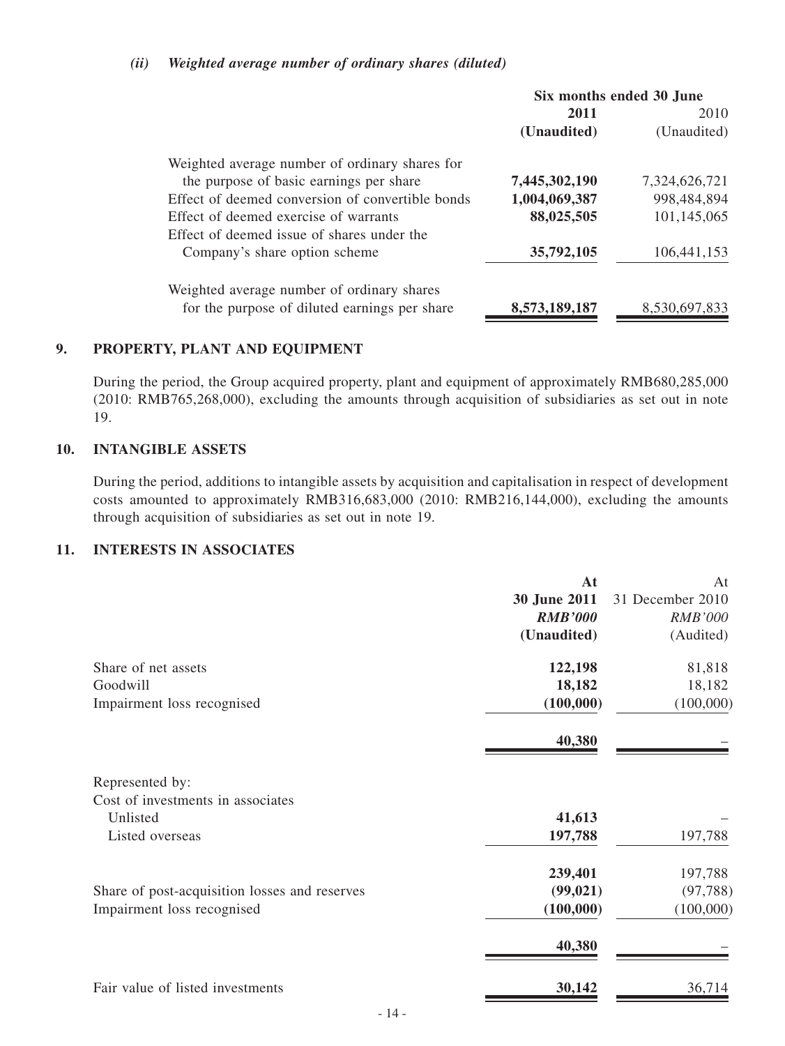*(ii) Weighted average number of ordinary shares (diluted)*

| | Six months ended 30 June | |
|---|---|---|
| | **2011** | 2010 |
| | **(Unaudited)** | (Unaudited) |
| Weighted average number of ordinary shares for the purpose of basic earnings per share | **7,445,302,190** | 7,324,626,721 |
| Effect of deemed conversion of convertible bonds | **1,004,069,387** | 998,484,894 |
| Effect of deemed exercise of warrants | **88,025,505** | 101,145,065 |
| Effect of deemed issue of shares under the Company's share option scheme | **35,792,105** | 106,441,153 |
| Weighted average number of ordinary shares for the purpose of diluted earnings per share | **8,573,189,187** | 8,530,697,833 |

## 9. PROPERTY, PLANT AND EQUIPMENT

During the period, the Group acquired property, plant and equipment of approximately RMB680,285,000 (2010: RMB765,268,000), excluding the amounts through acquisition of subsidiaries as set out in note 19.

## 10. INTANGIBLE ASSETS

During the period, additions to intangible assets by acquisition and capitalisation in respect of development costs amounted to approximately RMB316,683,000 (2010: RMB216,144,000), excluding the amounts through acquisition of subsidiaries as set out in note 19.

## 11. INTERESTS IN ASSOCIATES

| | At | At |
|---|---|---|
| | **30 June 2011** | 31 December 2010 |
| | ***RMB'000*** | *RMB'000* |
| | **(Unaudited)** | (Audited) |
| Share of net assets | **122,198** | 81,818 |
| Goodwill | **18,182** | 18,182 |
| Impairment loss recognised | **(100,000)** | (100,000) |
| | **40,380** | – |
| Represented by: | | |
| Cost of investments in associates | | |
| Unlisted | **41,613** | – |
| Listed overseas | **197,788** | 197,788 |
| | **239,401** | 197,788 |
| Share of post-acquisition losses and reserves | **(99,021)** | (97,788) |
| Impairment loss recognised | **(100,000)** | (100,000) |
| | **40,380** | – |
| Fair value of listed investments | **30,142** | 36,714 |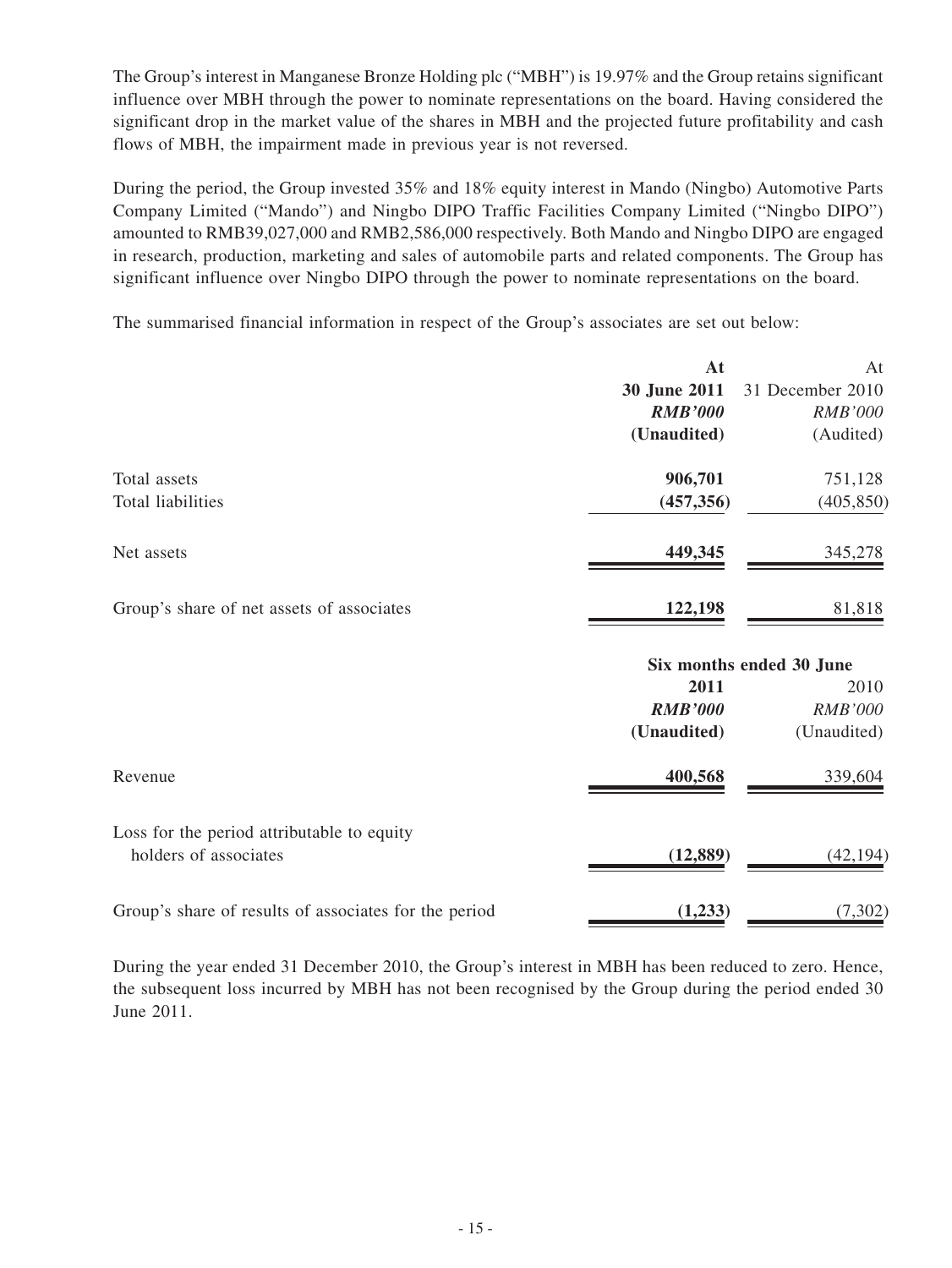The Group's interest in Manganese Bronze Holding plc ("MBH") is 19.97% and the Group retains significant influence over MBH through the power to nominate representations on the board. Having considered the significant drop in the market value of the shares in MBH and the projected future profitability and cash flows of MBH, the impairment made in previous year is not reversed.

During the period, the Group invested 35% and 18% equity interest in Mando (Ningbo) Automotive Parts Company Limited ("Mando") and Ningbo DIPO Traffic Facilities Company Limited ("Ningbo DIPO") amounted to RMB39,027,000 and RMB2,586,000 respectively. Both Mando and Ningbo DIPO are engaged in research, production, marketing and sales of automobile parts and related components. The Group has significant influence over Ningbo DIPO through the power to nominate representations on the board.

The summarised financial information in respect of the Group's associates are set out below:

| | **At 30 June 2011** | At 31 December 2010 |
|---|---|---|
| | ***RMB'000*** | *RMB'000* |
| | **(Unaudited)** | (Audited) |
| Total assets | **906,701** | 751,128 |
| Total liabilities | **(457,356)** | (405,850) |
| Net assets | **449,345** | 345,278 |
| Group's share of net assets of associates | **122,198** | 81,818 |

| | **Six months ended 30 June** | |
|---|---|---|
| | **2011** | 2010 |
| | ***RMB'000*** | *RMB'000* |
| | **(Unaudited)** | (Unaudited) |
| Revenue | **400,568** | 339,604 |
| Loss for the period attributable to equity holders of associates | **(12,889)** | (42,194) |
| Group's share of results of associates for the period | **(1,233)** | (7,302) |

During the year ended 31 December 2010, the Group's interest in MBH has been reduced to zero. Hence, the subsequent loss incurred by MBH has not been recognised by the Group during the period ended 30 June 2011.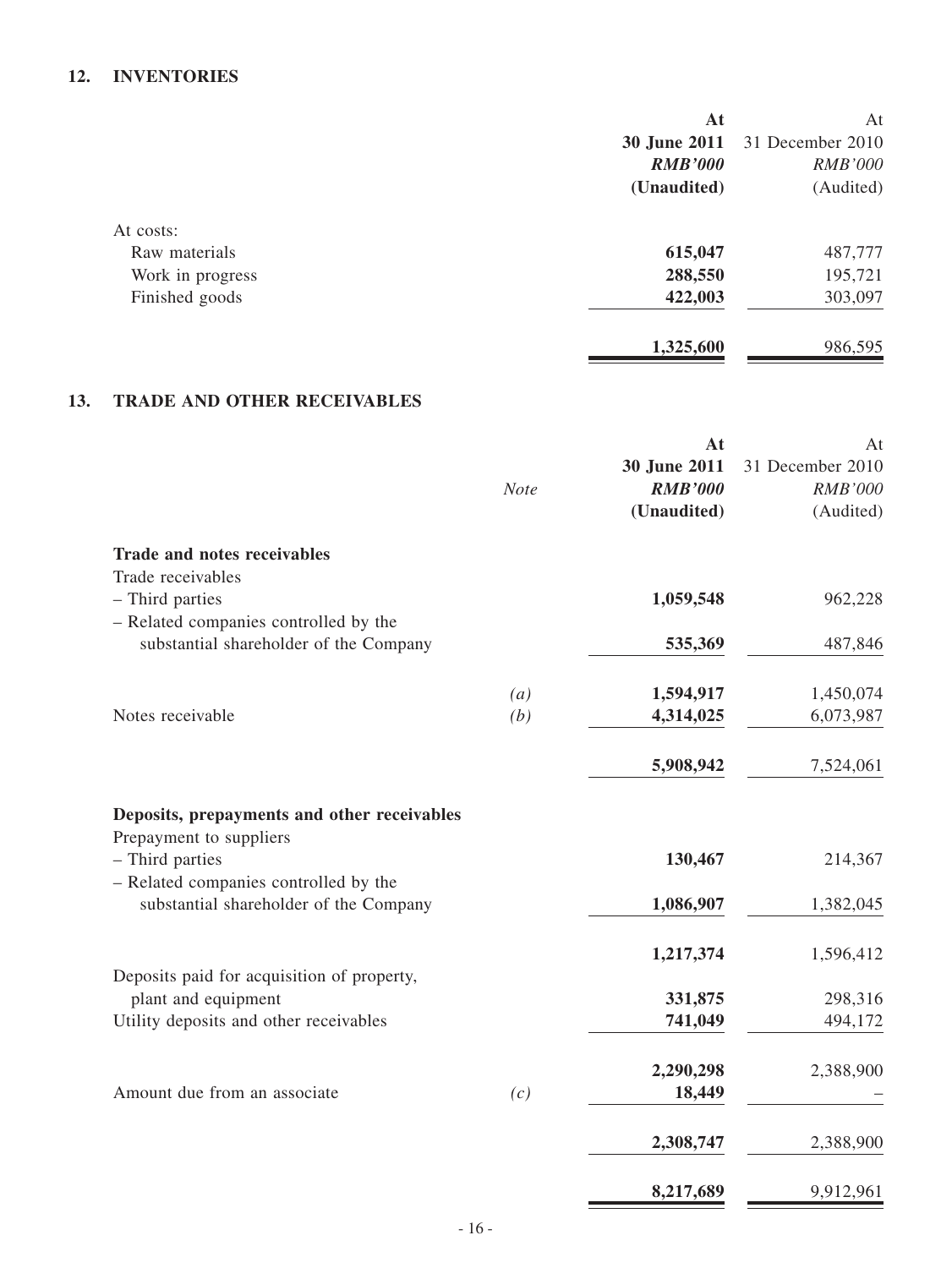## 12. INVENTORIES

| | At 30 June 2011 *RMB'000* (Unaudited) | At 31 December 2010 *RMB'000* (Audited) |
|---|---|---|
| At costs: | | |
| Raw materials | **615,047** | 487,777 |
| Work in progress | **288,550** | 195,721 |
| Finished goods | **422,003** | 303,097 |
| | **1,325,600** | 986,595 |

## 13. TRADE AND OTHER RECEIVABLES

| | *Note* | At 30 June 2011 *RMB'000* (Unaudited) | At 31 December 2010 *RMB'000* (Audited) |
|---|---|---|---|
| **Trade and notes receivables** | | | |
| Trade receivables | | | |
| – Third parties | | **1,059,548** | 962,228 |
| – Related companies controlled by the substantial shareholder of the Company | | **535,369** | 487,846 |
| | *(a)* | **1,594,917** | 1,450,074 |
| Notes receivable | *(b)* | **4,314,025** | 6,073,987 |
| | | **5,908,942** | 7,524,061 |
| **Deposits, prepayments and other receivables** | | | |
| Prepayment to suppliers | | | |
| – Third parties | | **130,467** | 214,367 |
| – Related companies controlled by the substantial shareholder of the Company | | **1,086,907** | 1,382,045 |
| | | **1,217,374** | 1,596,412 |
| Deposits paid for acquisition of property, plant and equipment | | **331,875** | 298,316 |
| Utility deposits and other receivables | | **741,049** | 494,172 |
| | | **2,290,298** | 2,388,900 |
| Amount due from an associate | *(c)* | **18,449** | – |
| | | **2,308,747** | 2,388,900 |
| | | **8,217,689** | 9,912,961 |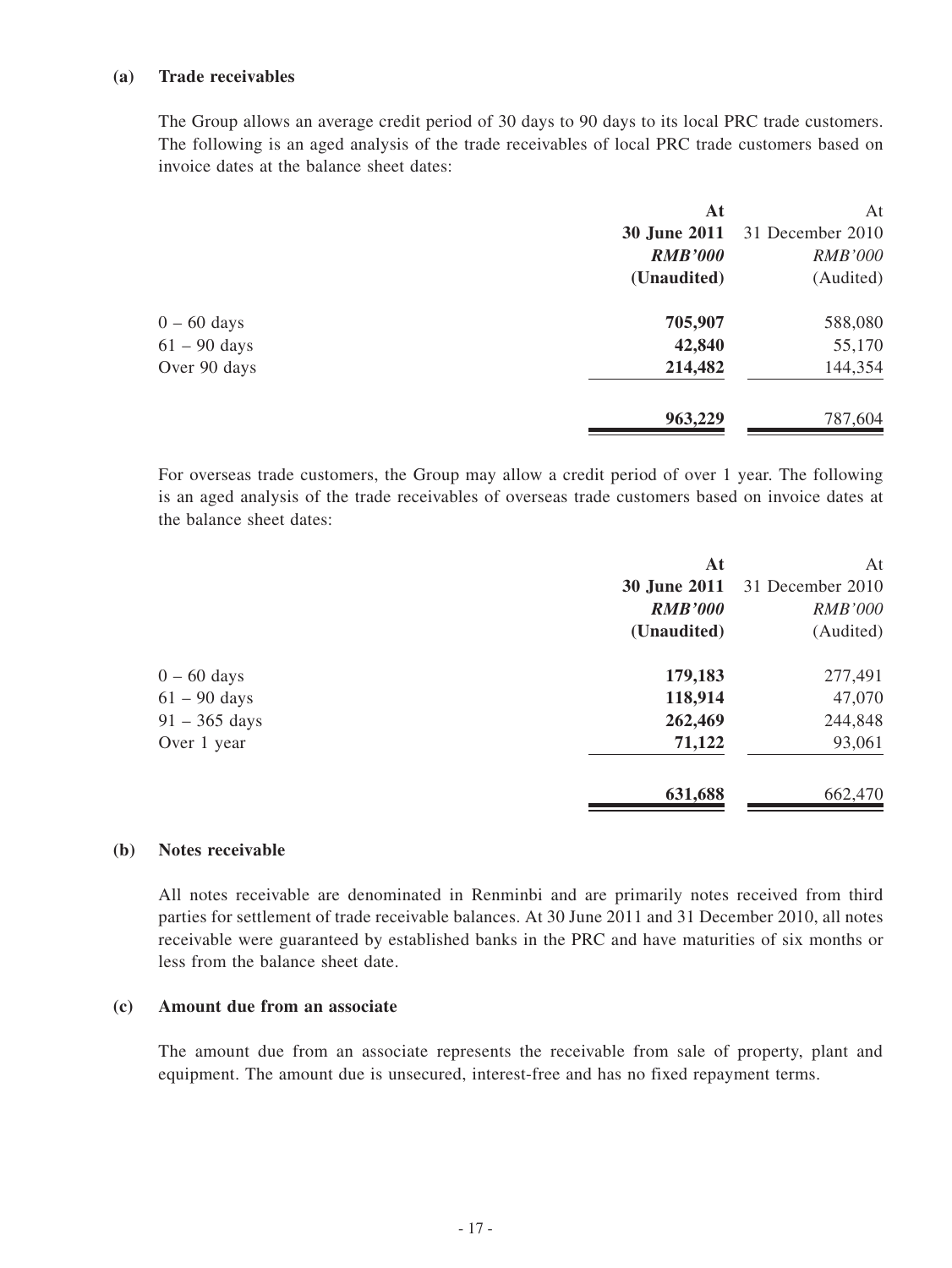**(a) Trade receivables**

The Group allows an average credit period of 30 days to 90 days to its local PRC trade customers. The following is an aged analysis of the trade receivables of local PRC trade customers based on invoice dates at the balance sheet dates:

| | **At 30 June 2011** *RMB'000* **(Unaudited)** | At 31 December 2010 *RMB'000* (Audited) |
|---|---|---|
| 0 – 60 days | **705,907** | 588,080 |
| 61 – 90 days | **42,840** | 55,170 |
| Over 90 days | **214,482** | 144,354 |
| | **963,229** | 787,604 |

For overseas trade customers, the Group may allow a credit period of over 1 year. The following is an aged analysis of the trade receivables of overseas trade customers based on invoice dates at the balance sheet dates:

| | **At 30 June 2011** *RMB'000* **(Unaudited)** | At 31 December 2010 *RMB'000* (Audited) |
|---|---|---|
| 0 – 60 days | **179,183** | 277,491 |
| 61 – 90 days | **118,914** | 47,070 |
| 91 – 365 days | **262,469** | 244,848 |
| Over 1 year | **71,122** | 93,061 |
| | **631,688** | 662,470 |

**(b) Notes receivable**

All notes receivable are denominated in Renminbi and are primarily notes received from third parties for settlement of trade receivable balances. At 30 June 2011 and 31 December 2010, all notes receivable were guaranteed by established banks in the PRC and have maturities of six months or less from the balance sheet date.

**(c) Amount due from an associate**

The amount due from an associate represents the receivable from sale of property, plant and equipment. The amount due is unsecured, interest-free and has no fixed repayment terms.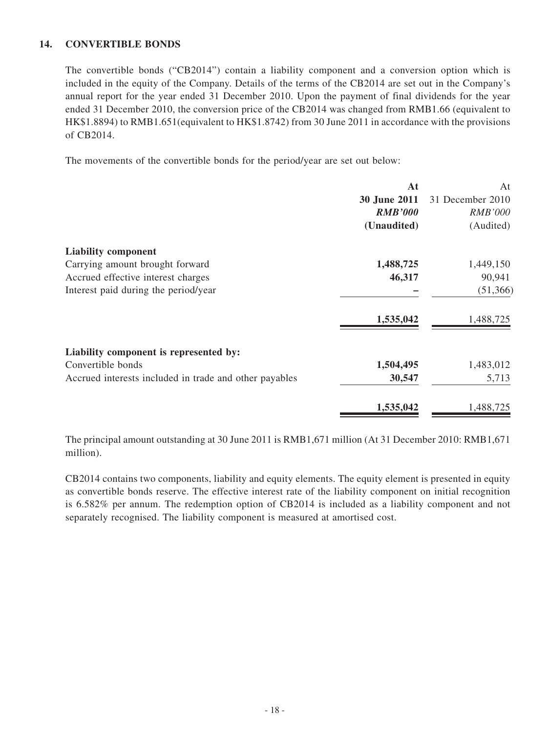## 14. CONVERTIBLE BONDS

The convertible bonds ("CB2014") contain a liability component and a conversion option which is included in the equity of the Company. Details of the terms of the CB2014 are set out in the Company's annual report for the year ended 31 December 2010. Upon the payment of final dividends for the year ended 31 December 2010, the conversion price of the CB2014 was changed from RMB1.66 (equivalent to HK$1.8894) to RMB1.651(equivalent to HK$1.8742) from 30 June 2011 in accordance with the provisions of CB2014.

The movements of the convertible bonds for the period/year are set out below:

| | **At 30 June 2011** ***RMB'000*** **(Unaudited)** | At 31 December 2010 *RMB'000* (Audited) |
|---|---|---|
| **Liability component** | | |
| Carrying amount brought forward | **1,488,725** | 1,449,150 |
| Accrued effective interest charges | **46,317** | 90,941 |
| Interest paid during the period/year | **–** | (51,366) |
| | **1,535,042** | 1,488,725 |
| **Liability component is represented by:** | | |
| Convertible bonds | **1,504,495** | 1,483,012 |
| Accrued interests included in trade and other payables | **30,547** | 5,713 |
| | **1,535,042** | 1,488,725 |

The principal amount outstanding at 30 June 2011 is RMB1,671 million (At 31 December 2010: RMB1,671 million).

CB2014 contains two components, liability and equity elements. The equity element is presented in equity as convertible bonds reserve. The effective interest rate of the liability component on initial recognition is 6.582% per annum. The redemption option of CB2014 is included as a liability component and not separately recognised. The liability component is measured at amortised cost.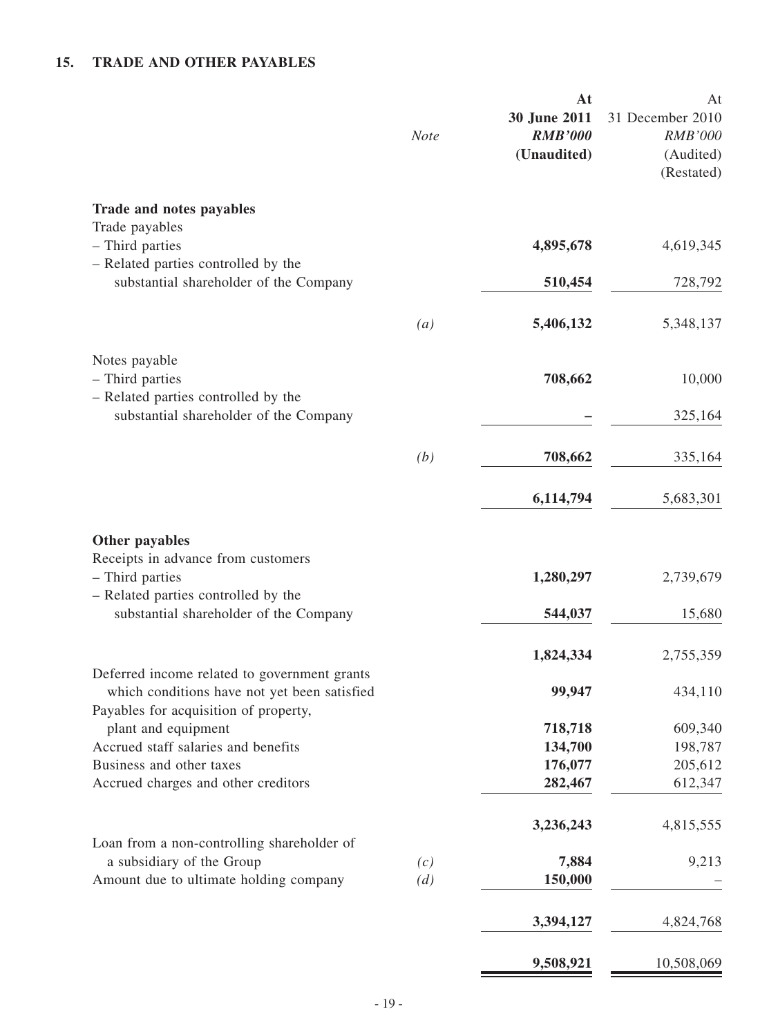## 15. TRADE AND OTHER PAYABLES

| | Note | At 30 June 2011 RMB'000 (Unaudited) | At 31 December 2010 RMB'000 (Audited) (Restated) |
|---|---|---|---|
| **Trade and notes payables** | | | |
| Trade payables | | | |
| – Third parties | | **4,895,678** | 4,619,345 |
| – Related parties controlled by the substantial shareholder of the Company | | **510,454** | 728,792 |
| | *(a)* | **5,406,132** | 5,348,137 |
| Notes payable | | | |
| – Third parties | | **708,662** | 10,000 |
| – Related parties controlled by the substantial shareholder of the Company | | **–** | 325,164 |
| | *(b)* | **708,662** | 335,164 |
| | | **6,114,794** | 5,683,301 |
| **Other payables** | | | |
| Receipts in advance from customers | | | |
| – Third parties | | **1,280,297** | 2,739,679 |
| – Related parties controlled by the substantial shareholder of the Company | | **544,037** | 15,680 |
| | | **1,824,334** | 2,755,359 |
| Deferred income related to government grants which conditions have not yet been satisfied | | **99,947** | 434,110 |
| Payables for acquisition of property, plant and equipment | | **718,718** | 609,340 |
| Accrued staff salaries and benefits | | **134,700** | 198,787 |
| Business and other taxes | | **176,077** | 205,612 |
| Accrued charges and other creditors | | **282,467** | 612,347 |
| | | **3,236,243** | 4,815,555 |
| Loan from a non-controlling shareholder of a subsidiary of the Group | *(c)* | **7,884** | 9,213 |
| Amount due to ultimate holding company | *(d)* | **150,000** | – |
| | | **3,394,127** | 4,824,768 |
| | | **9,508,921** | 10,508,069 |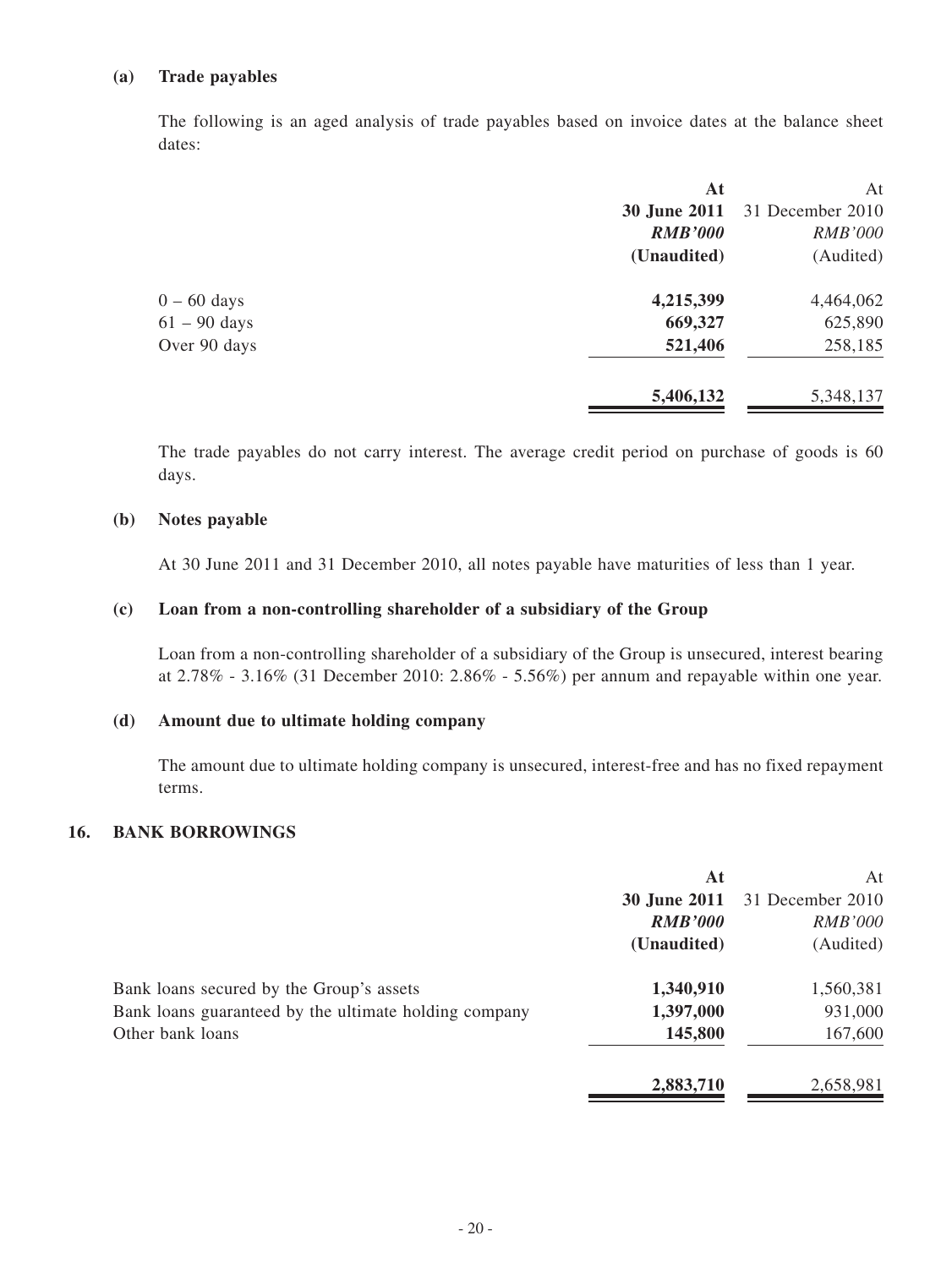**(a) Trade payables**

The following is an aged analysis of trade payables based on invoice dates at the balance sheet dates:

| | **At 30 June 2011** | At 31 December 2010 |
|---|---|---|
| | ***RMB'000*** | *RMB'000* |
| | **(Unaudited)** | (Audited) |
| 0 – 60 days | **4,215,399** | 4,464,062 |
| 61 – 90 days | **669,327** | 625,890 |
| Over 90 days | **521,406** | 258,185 |
| | **5,406,132** | 5,348,137 |

The trade payables do not carry interest. The average credit period on purchase of goods is 60 days.

**(b) Notes payable**

At 30 June 2011 and 31 December 2010, all notes payable have maturities of less than 1 year.

**(c) Loan from a non-controlling shareholder of a subsidiary of the Group**

Loan from a non-controlling shareholder of a subsidiary of the Group is unsecured, interest bearing at 2.78% - 3.16% (31 December 2010: 2.86% - 5.56%) per annum and repayable within one year.

**(d) Amount due to ultimate holding company**

The amount due to ultimate holding company is unsecured, interest-free and has no fixed repayment terms.

## 16. BANK BORROWINGS

| | **At 30 June 2011** | At 31 December 2010 |
|---|---|---|
| | ***RMB'000*** | *RMB'000* |
| | **(Unaudited)** | (Audited) |
| Bank loans secured by the Group's assets | **1,340,910** | 1,560,381 |
| Bank loans guaranteed by the ultimate holding company | **1,397,000** | 931,000 |
| Other bank loans | **145,800** | 167,600 |
| | **2,883,710** | 2,658,981 |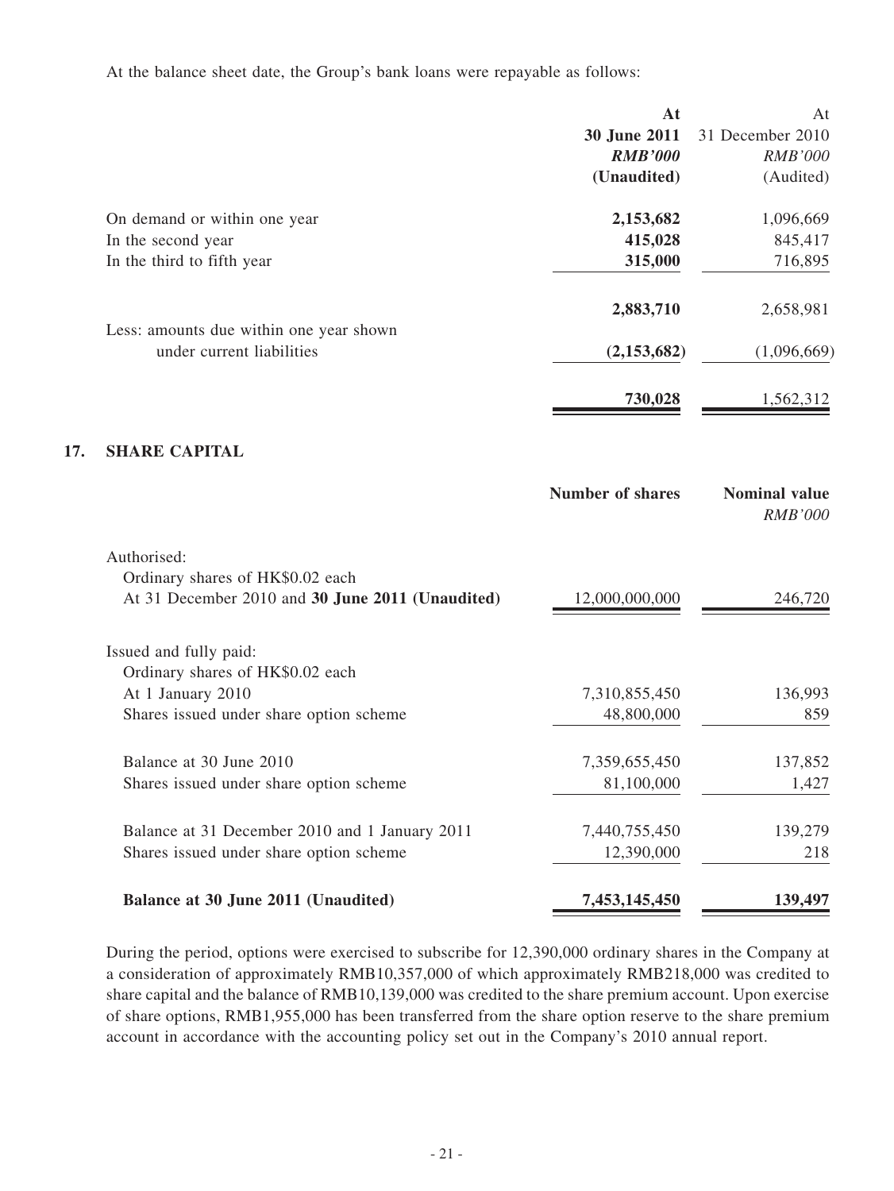At the balance sheet date, the Group's bank loans were repayable as follows:

| | **At 30 June 2011** | At 31 December 2010 |
|---|---|---|
| | ***RMB'000*** | *RMB'000* |
| | **(Unaudited)** | (Audited) |
| On demand or within one year | **2,153,682** | 1,096,669 |
| In the second year | **415,028** | 845,417 |
| In the third to fifth year | **315,000** | 716,895 |
| | **2,883,710** | 2,658,981 |
| Less: amounts due within one year shown under current liabilities | **(2,153,682)** | (1,096,669) |
| | **730,028** | 1,562,312 |

## 17. SHARE CAPITAL

| | **Number of shares** | **Nominal value** |
|---|---|---|
| | | *RMB'000* |
| Authorised: | | |
| Ordinary shares of HK$0.02 each | | |
| At 31 December 2010 and **30 June 2011 (Unaudited)** | 12,000,000,000 | 246,720 |
| Issued and fully paid: | | |
| Ordinary shares of HK$0.02 each | | |
| At 1 January 2010 | 7,310,855,450 | 136,993 |
| Shares issued under share option scheme | 48,800,000 | 859 |
| Balance at 30 June 2010 | 7,359,655,450 | 137,852 |
| Shares issued under share option scheme | 81,100,000 | 1,427 |
| Balance at 31 December 2010 and 1 January 2011 | 7,440,755,450 | 139,279 |
| Shares issued under share option scheme | 12,390,000 | 218 |
| **Balance at 30 June 2011 (Unaudited)** | **7,453,145,450** | **139,497** |

During the period, options were exercised to subscribe for 12,390,000 ordinary shares in the Company at a consideration of approximately RMB10,357,000 of which approximately RMB218,000 was credited to share capital and the balance of RMB10,139,000 was credited to the share premium account. Upon exercise of share options, RMB1,955,000 has been transferred from the share option reserve to the share premium account in accordance with the accounting policy set out in the Company's 2010 annual report.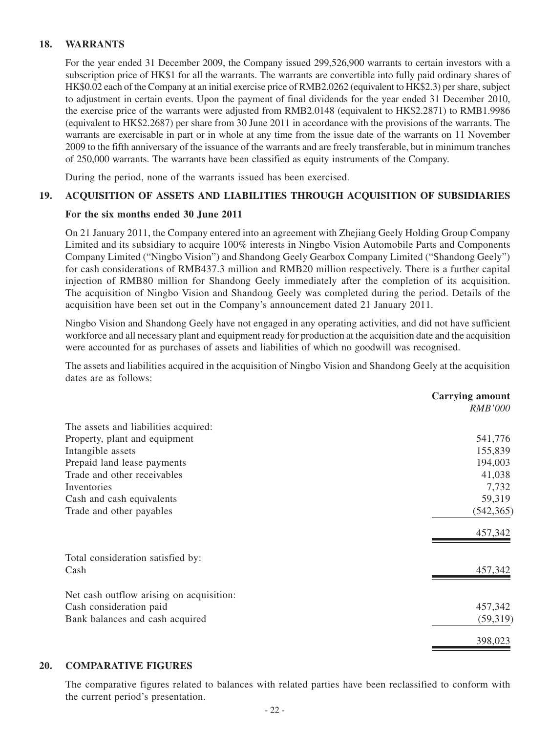## 18. WARRANTS

For the year ended 31 December 2009, the Company issued 299,526,900 warrants to certain investors with a subscription price of HK$1 for all the warrants. The warrants are convertible into fully paid ordinary shares of HK$0.02 each of the Company at an initial exercise price of RMB2.0262 (equivalent to HK$2.3) per share, subject to adjustment in certain events. Upon the payment of final dividends for the year ended 31 December 2010, the exercise price of the warrants were adjusted from RMB2.0148 (equivalent to HK$2.2871) to RMB1.9986 (equivalent to HK$2.2687) per share from 30 June 2011 in accordance with the provisions of the warrants. The warrants are exercisable in part or in whole at any time from the issue date of the warrants on 11 November 2009 to the fifth anniversary of the issuance of the warrants and are freely transferable, but in minimum tranches of 250,000 warrants. The warrants have been classified as equity instruments of the Company.

During the period, none of the warrants issued has been exercised.

## 19. ACQUISITION OF ASSETS AND LIABILITIES THROUGH ACQUISITION OF SUBSIDIARIES

**For the six months ended 30 June 2011**

On 21 January 2011, the Company entered into an agreement with Zhejiang Geely Holding Group Company Limited and its subsidiary to acquire 100% interests in Ningbo Vision Automobile Parts and Components Company Limited ("Ningbo Vision") and Shandong Geely Gearbox Company Limited ("Shandong Geely") for cash considerations of RMB437.3 million and RMB20 million respectively. There is a further capital injection of RMB80 million for Shandong Geely immediately after the completion of its acquisition. The acquisition of Ningbo Vision and Shandong Geely was completed during the period. Details of the acquisition have been set out in the Company's announcement dated 21 January 2011.

Ningbo Vision and Shandong Geely have not engaged in any operating activities, and did not have sufficient workforce and all necessary plant and equipment ready for production at the acquisition date and the acquisition were accounted for as purchases of assets and liabilities of which no goodwill was recognised.

The assets and liabilities acquired in the acquisition of Ningbo Vision and Shandong Geely at the acquisition dates are as follows:

| | **Carrying amount** *RMB'000* |
|---|---|
| The assets and liabilities acquired: | |
| Property, plant and equipment | 541,776 |
| Intangible assets | 155,839 |
| Prepaid land lease payments | 194,003 |
| Trade and other receivables | 41,038 |
| Inventories | 7,732 |
| Cash and cash equivalents | 59,319 |
| Trade and other payables | (542,365) |
| | 457,342 |
| Total consideration satisfied by: | |
| Cash | 457,342 |
| Net cash outflow arising on acquisition: | |
| Cash consideration paid | 457,342 |
| Bank balances and cash acquired | (59,319) |
| | 398,023 |

## 20. COMPARATIVE FIGURES

The comparative figures related to balances with related parties have been reclassified to conform with the current period's presentation.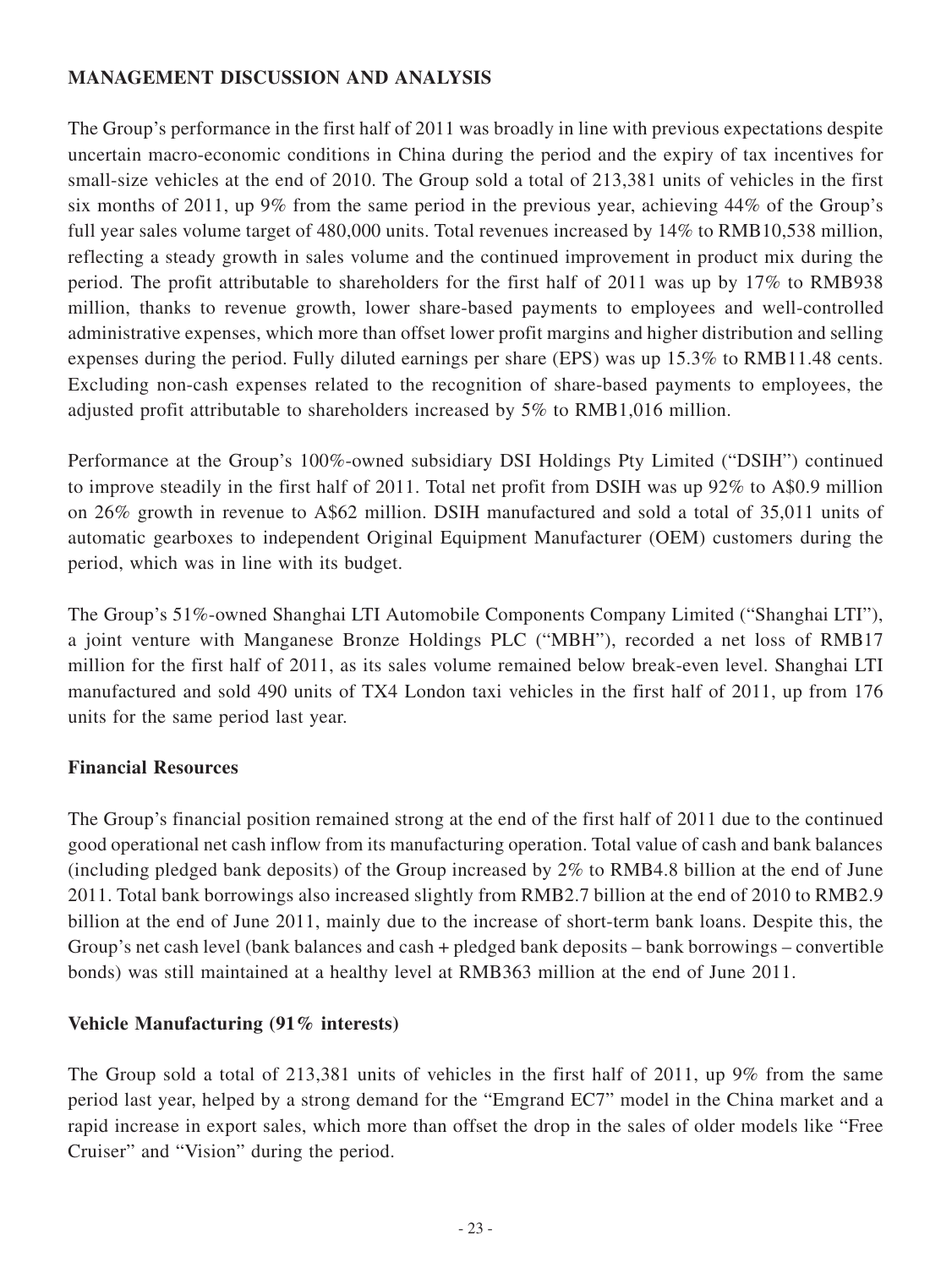## MANAGEMENT DISCUSSION AND ANALYSIS

The Group's performance in the first half of 2011 was broadly in line with previous expectations despite uncertain macro-economic conditions in China during the period and the expiry of tax incentives for small-size vehicles at the end of 2010. The Group sold a total of 213,381 units of vehicles in the first six months of 2011, up 9% from the same period in the previous year, achieving 44% of the Group's full year sales volume target of 480,000 units. Total revenues increased by 14% to RMB10,538 million, reflecting a steady growth in sales volume and the continued improvement in product mix during the period. The profit attributable to shareholders for the first half of 2011 was up by 17% to RMB938 million, thanks to revenue growth, lower share-based payments to employees and well-controlled administrative expenses, which more than offset lower profit margins and higher distribution and selling expenses during the period. Fully diluted earnings per share (EPS) was up 15.3% to RMB11.48 cents. Excluding non-cash expenses related to the recognition of share-based payments to employees, the adjusted profit attributable to shareholders increased by 5% to RMB1,016 million.

Performance at the Group's 100%-owned subsidiary DSI Holdings Pty Limited ("DSIH") continued to improve steadily in the first half of 2011. Total net profit from DSIH was up 92% to A$0.9 million on 26% growth in revenue to A$62 million. DSIH manufactured and sold a total of 35,011 units of automatic gearboxes to independent Original Equipment Manufacturer (OEM) customers during the period, which was in line with its budget.

The Group's 51%-owned Shanghai LTI Automobile Components Company Limited ("Shanghai LTI"), a joint venture with Manganese Bronze Holdings PLC ("MBH"), recorded a net loss of RMB17 million for the first half of 2011, as its sales volume remained below break-even level. Shanghai LTI manufactured and sold 490 units of TX4 London taxi vehicles in the first half of 2011, up from 176 units for the same period last year.

### Financial Resources

The Group's financial position remained strong at the end of the first half of 2011 due to the continued good operational net cash inflow from its manufacturing operation. Total value of cash and bank balances (including pledged bank deposits) of the Group increased by 2% to RMB4.8 billion at the end of June 2011. Total bank borrowings also increased slightly from RMB2.7 billion at the end of 2010 to RMB2.9 billion at the end of June 2011, mainly due to the increase of short-term bank loans. Despite this, the Group's net cash level (bank balances and cash + pledged bank deposits – bank borrowings – convertible bonds) was still maintained at a healthy level at RMB363 million at the end of June 2011.

### Vehicle Manufacturing (91% interests)

The Group sold a total of 213,381 units of vehicles in the first half of 2011, up 9% from the same period last year, helped by a strong demand for the "Emgrand EC7" model in the China market and a rapid increase in export sales, which more than offset the drop in the sales of older models like "Free Cruiser" and "Vision" during the period.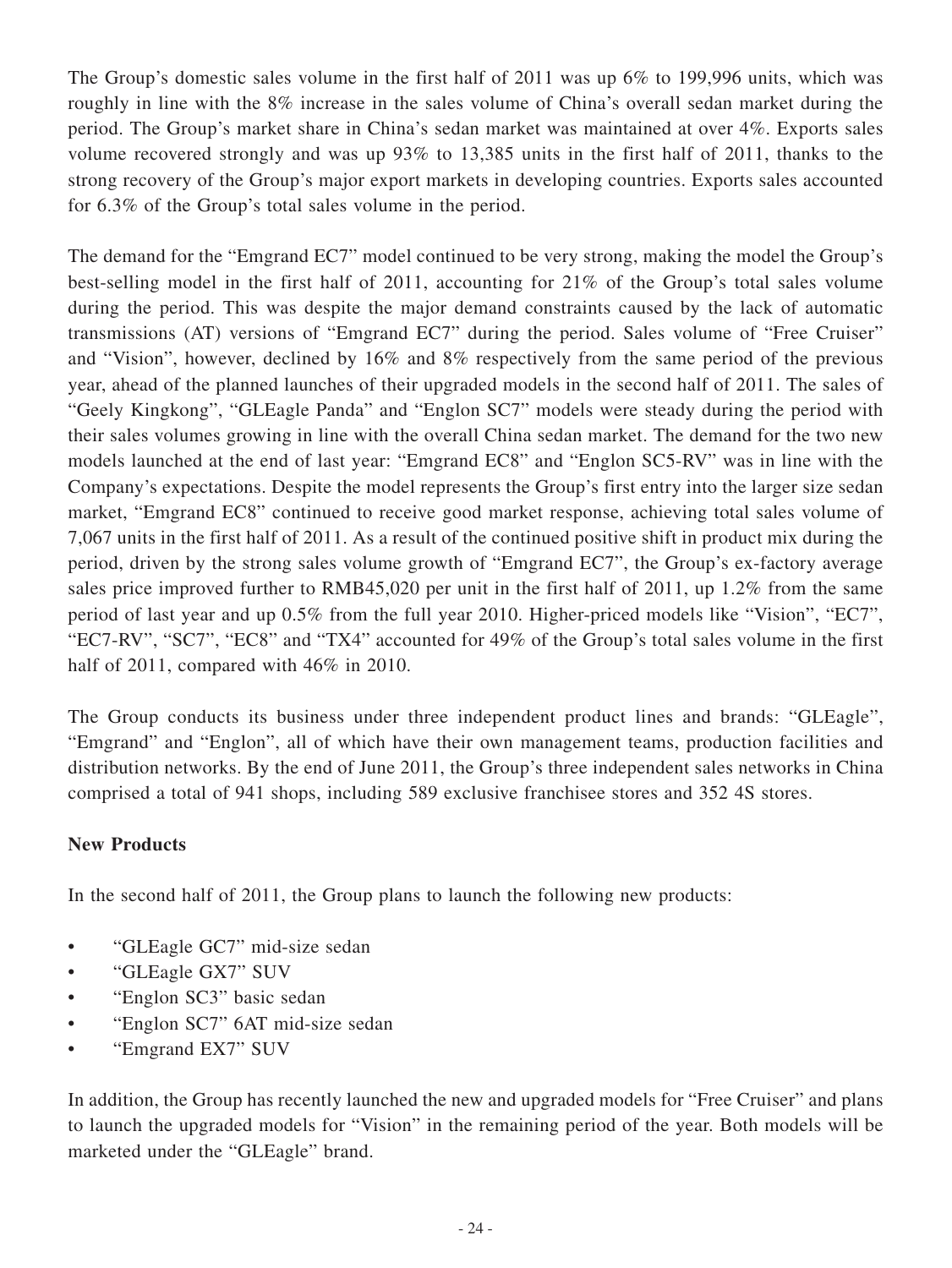The Group's domestic sales volume in the first half of 2011 was up 6% to 199,996 units, which was roughly in line with the 8% increase in the sales volume of China's overall sedan market during the period. The Group's market share in China's sedan market was maintained at over 4%. Exports sales volume recovered strongly and was up 93% to 13,385 units in the first half of 2011, thanks to the strong recovery of the Group's major export markets in developing countries. Exports sales accounted for 6.3% of the Group's total sales volume in the period.

The demand for the "Emgrand EC7" model continued to be very strong, making the model the Group's best-selling model in the first half of 2011, accounting for 21% of the Group's total sales volume during the period. This was despite the major demand constraints caused by the lack of automatic transmissions (AT) versions of "Emgrand EC7" during the period. Sales volume of "Free Cruiser" and "Vision", however, declined by 16% and 8% respectively from the same period of the previous year, ahead of the planned launches of their upgraded models in the second half of 2011. The sales of "Geely Kingkong", "GLEagle Panda" and "Englon SC7" models were steady during the period with their sales volumes growing in line with the overall China sedan market. The demand for the two new models launched at the end of last year: "Emgrand EC8" and "Englon SC5-RV" was in line with the Company's expectations. Despite the model represents the Group's first entry into the larger size sedan market, "Emgrand EC8" continued to receive good market response, achieving total sales volume of 7,067 units in the first half of 2011. As a result of the continued positive shift in product mix during the period, driven by the strong sales volume growth of "Emgrand EC7", the Group's ex-factory average sales price improved further to RMB45,020 per unit in the first half of 2011, up 1.2% from the same period of last year and up 0.5% from the full year 2010. Higher-priced models like "Vision", "EC7", "EC7-RV", "SC7", "EC8" and "TX4" accounted for 49% of the Group's total sales volume in the first half of 2011, compared with 46% in 2010.

The Group conducts its business under three independent product lines and brands: "GLEagle", "Emgrand" and "Englon", all of which have their own management teams, production facilities and distribution networks. By the end of June 2011, the Group's three independent sales networks in China comprised a total of 941 shops, including 589 exclusive franchisee stores and 352 4S stores.

**New Products**

In the second half of 2011, the Group plans to launch the following new products:

- "GLEagle GC7" mid-size sedan
- "GLEagle GX7" SUV
- "Englon SC3" basic sedan
- "Englon SC7" 6AT mid-size sedan
- "Emgrand EX7" SUV

In addition, the Group has recently launched the new and upgraded models for "Free Cruiser" and plans to launch the upgraded models for "Vision" in the remaining period of the year. Both models will be marketed under the "GLEagle" brand.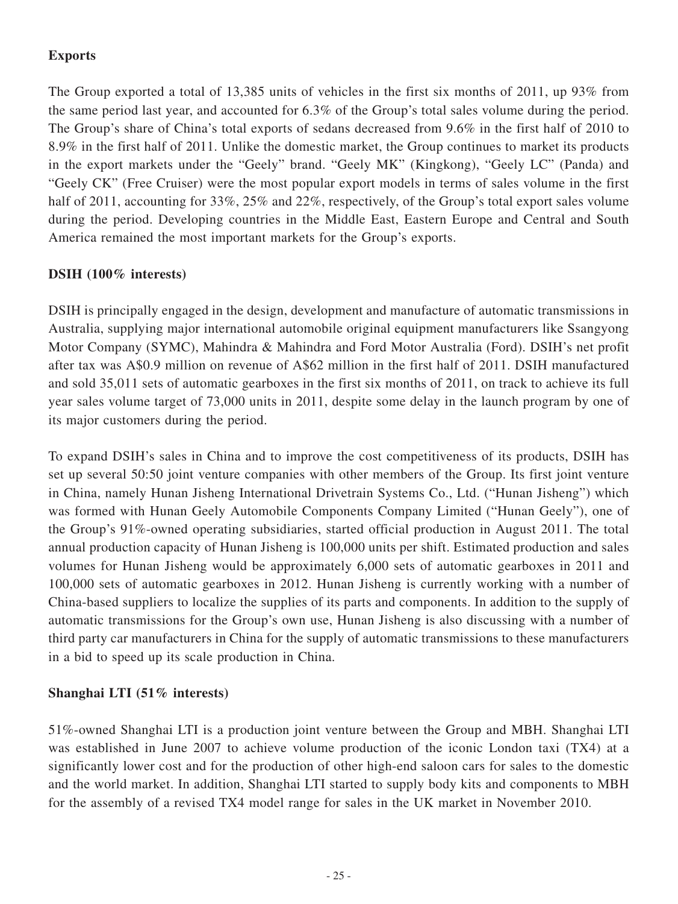**Exports**

The Group exported a total of 13,385 units of vehicles in the first six months of 2011, up 93% from the same period last year, and accounted for 6.3% of the Group's total sales volume during the period. The Group's share of China's total exports of sedans decreased from 9.6% in the first half of 2010 to 8.9% in the first half of 2011. Unlike the domestic market, the Group continues to market its products in the export markets under the "Geely" brand. "Geely MK" (Kingkong), "Geely LC" (Panda) and "Geely CK" (Free Cruiser) were the most popular export models in terms of sales volume in the first half of 2011, accounting for 33%, 25% and 22%, respectively, of the Group's total export sales volume during the period. Developing countries in the Middle East, Eastern Europe and Central and South America remained the most important markets for the Group's exports.

**DSIH (100% interests)**

DSIH is principally engaged in the design, development and manufacture of automatic transmissions in Australia, supplying major international automobile original equipment manufacturers like Ssangyong Motor Company (SYMC), Mahindra & Mahindra and Ford Motor Australia (Ford). DSIH's net profit after tax was A$0.9 million on revenue of A$62 million in the first half of 2011. DSIH manufactured and sold 35,011 sets of automatic gearboxes in the first six months of 2011, on track to achieve its full year sales volume target of 73,000 units in 2011, despite some delay in the launch program by one of its major customers during the period.

To expand DSIH's sales in China and to improve the cost competitiveness of its products, DSIH has set up several 50:50 joint venture companies with other members of the Group. Its first joint venture in China, namely Hunan Jisheng International Drivetrain Systems Co., Ltd. ("Hunan Jisheng") which was formed with Hunan Geely Automobile Components Company Limited ("Hunan Geely"), one of the Group's 91%-owned operating subsidiaries, started official production in August 2011. The total annual production capacity of Hunan Jisheng is 100,000 units per shift. Estimated production and sales volumes for Hunan Jisheng would be approximately 6,000 sets of automatic gearboxes in 2011 and 100,000 sets of automatic gearboxes in 2012. Hunan Jisheng is currently working with a number of China-based suppliers to localize the supplies of its parts and components. In addition to the supply of automatic transmissions for the Group's own use, Hunan Jisheng is also discussing with a number of third party car manufacturers in China for the supply of automatic transmissions to these manufacturers in a bid to speed up its scale production in China.

**Shanghai LTI (51% interests)**

51%-owned Shanghai LTI is a production joint venture between the Group and MBH. Shanghai LTI was established in June 2007 to achieve volume production of the iconic London taxi (TX4) at a significantly lower cost and for the production of other high-end saloon cars for sales to the domestic and the world market. In addition, Shanghai LTI started to supply body kits and components to MBH for the assembly of a revised TX4 model range for sales in the UK market in November 2010.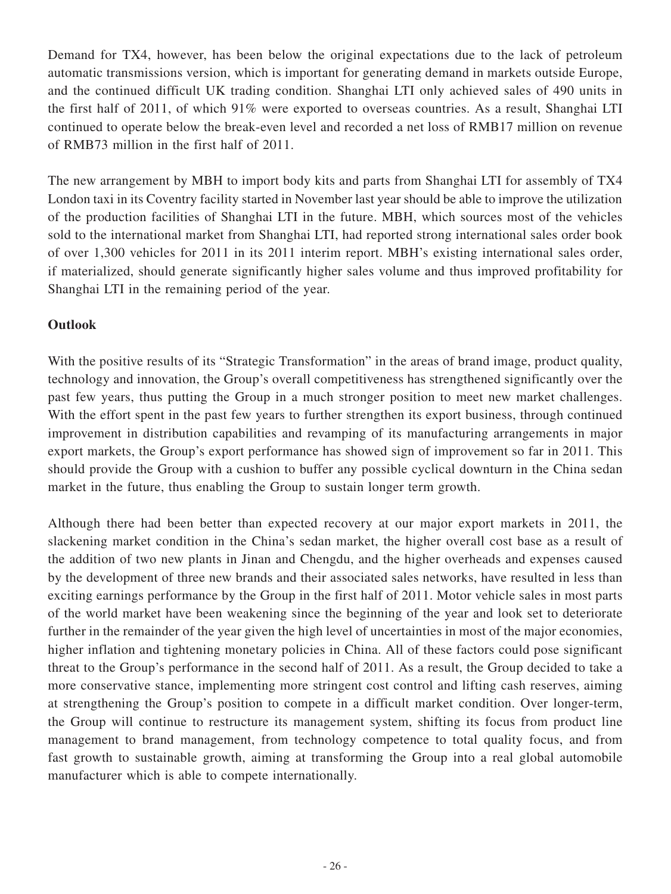Demand for TX4, however, has been below the original expectations due to the lack of petroleum automatic transmissions version, which is important for generating demand in markets outside Europe, and the continued difficult UK trading condition. Shanghai LTI only achieved sales of 490 units in the first half of 2011, of which 91% were exported to overseas countries. As a result, Shanghai LTI continued to operate below the break-even level and recorded a net loss of RMB17 million on revenue of RMB73 million in the first half of 2011.

The new arrangement by MBH to import body kits and parts from Shanghai LTI for assembly of TX4 London taxi in its Coventry facility started in November last year should be able to improve the utilization of the production facilities of Shanghai LTI in the future. MBH, which sources most of the vehicles sold to the international market from Shanghai LTI, had reported strong international sales order book of over 1,300 vehicles for 2011 in its 2011 interim report. MBH's existing international sales order, if materialized, should generate significantly higher sales volume and thus improved profitability for Shanghai LTI in the remaining period of the year.

**Outlook**

With the positive results of its "Strategic Transformation" in the areas of brand image, product quality, technology and innovation, the Group's overall competitiveness has strengthened significantly over the past few years, thus putting the Group in a much stronger position to meet new market challenges. With the effort spent in the past few years to further strengthen its export business, through continued improvement in distribution capabilities and revamping of its manufacturing arrangements in major export markets, the Group's export performance has showed sign of improvement so far in 2011. This should provide the Group with a cushion to buffer any possible cyclical downturn in the China sedan market in the future, thus enabling the Group to sustain longer term growth.

Although there had been better than expected recovery at our major export markets in 2011, the slackening market condition in the China's sedan market, the higher overall cost base as a result of the addition of two new plants in Jinan and Chengdu, and the higher overheads and expenses caused by the development of three new brands and their associated sales networks, have resulted in less than exciting earnings performance by the Group in the first half of 2011. Motor vehicle sales in most parts of the world market have been weakening since the beginning of the year and look set to deteriorate further in the remainder of the year given the high level of uncertainties in most of the major economies, higher inflation and tightening monetary policies in China. All of these factors could pose significant threat to the Group's performance in the second half of 2011. As a result, the Group decided to take a more conservative stance, implementing more stringent cost control and lifting cash reserves, aiming at strengthening the Group's position to compete in a difficult market condition. Over longer-term, the Group will continue to restructure its management system, shifting its focus from product line management to brand management, from technology competence to total quality focus, and from fast growth to sustainable growth, aiming at transforming the Group into a real global automobile manufacturer which is able to compete internationally.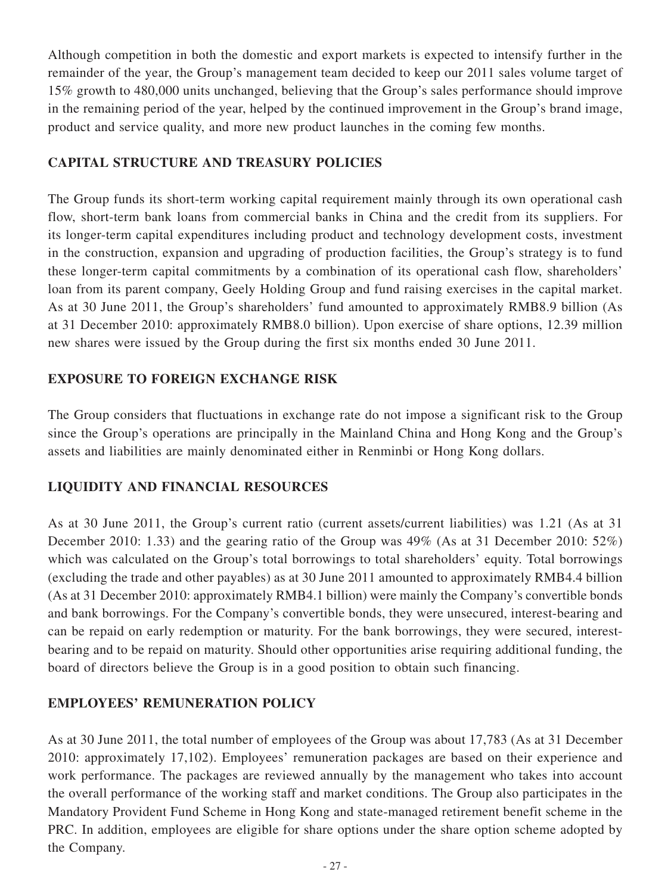Although competition in both the domestic and export markets is expected to intensify further in the remainder of the year, the Group's management team decided to keep our 2011 sales volume target of 15% growth to 480,000 units unchanged, believing that the Group's sales performance should improve in the remaining period of the year, helped by the continued improvement in the Group's brand image, product and service quality, and more new product launches in the coming few months.

## CAPITAL STRUCTURE AND TREASURY POLICIES

The Group funds its short-term working capital requirement mainly through its own operational cash flow, short-term bank loans from commercial banks in China and the credit from its suppliers. For its longer-term capital expenditures including product and technology development costs, investment in the construction, expansion and upgrading of production facilities, the Group's strategy is to fund these longer-term capital commitments by a combination of its operational cash flow, shareholders' loan from its parent company, Geely Holding Group and fund raising exercises in the capital market. As at 30 June 2011, the Group's shareholders' fund amounted to approximately RMB8.9 billion (As at 31 December 2010: approximately RMB8.0 billion). Upon exercise of share options, 12.39 million new shares were issued by the Group during the first six months ended 30 June 2011.

## EXPOSURE TO FOREIGN EXCHANGE RISK

The Group considers that fluctuations in exchange rate do not impose a significant risk to the Group since the Group's operations are principally in the Mainland China and Hong Kong and the Group's assets and liabilities are mainly denominated either in Renminbi or Hong Kong dollars.

## LIQUIDITY AND FINANCIAL RESOURCES

As at 30 June 2011, the Group's current ratio (current assets/current liabilities) was 1.21 (As at 31 December 2010: 1.33) and the gearing ratio of the Group was 49% (As at 31 December 2010: 52%) which was calculated on the Group's total borrowings to total shareholders' equity. Total borrowings (excluding the trade and other payables) as at 30 June 2011 amounted to approximately RMB4.4 billion (As at 31 December 2010: approximately RMB4.1 billion) were mainly the Company's convertible bonds and bank borrowings. For the Company's convertible bonds, they were unsecured, interest-bearing and can be repaid on early redemption or maturity. For the bank borrowings, they were secured, interest-bearing and to be repaid on maturity. Should other opportunities arise requiring additional funding, the board of directors believe the Group is in a good position to obtain such financing.

## EMPLOYEES' REMUNERATION POLICY

As at 30 June 2011, the total number of employees of the Group was about 17,783 (As at 31 December 2010: approximately 17,102). Employees' remuneration packages are based on their experience and work performance. The packages are reviewed annually by the management who takes into account the overall performance of the working staff and market conditions. The Group also participates in the Mandatory Provident Fund Scheme in Hong Kong and state-managed retirement benefit scheme in the PRC. In addition, employees are eligible for share options under the share option scheme adopted by the Company.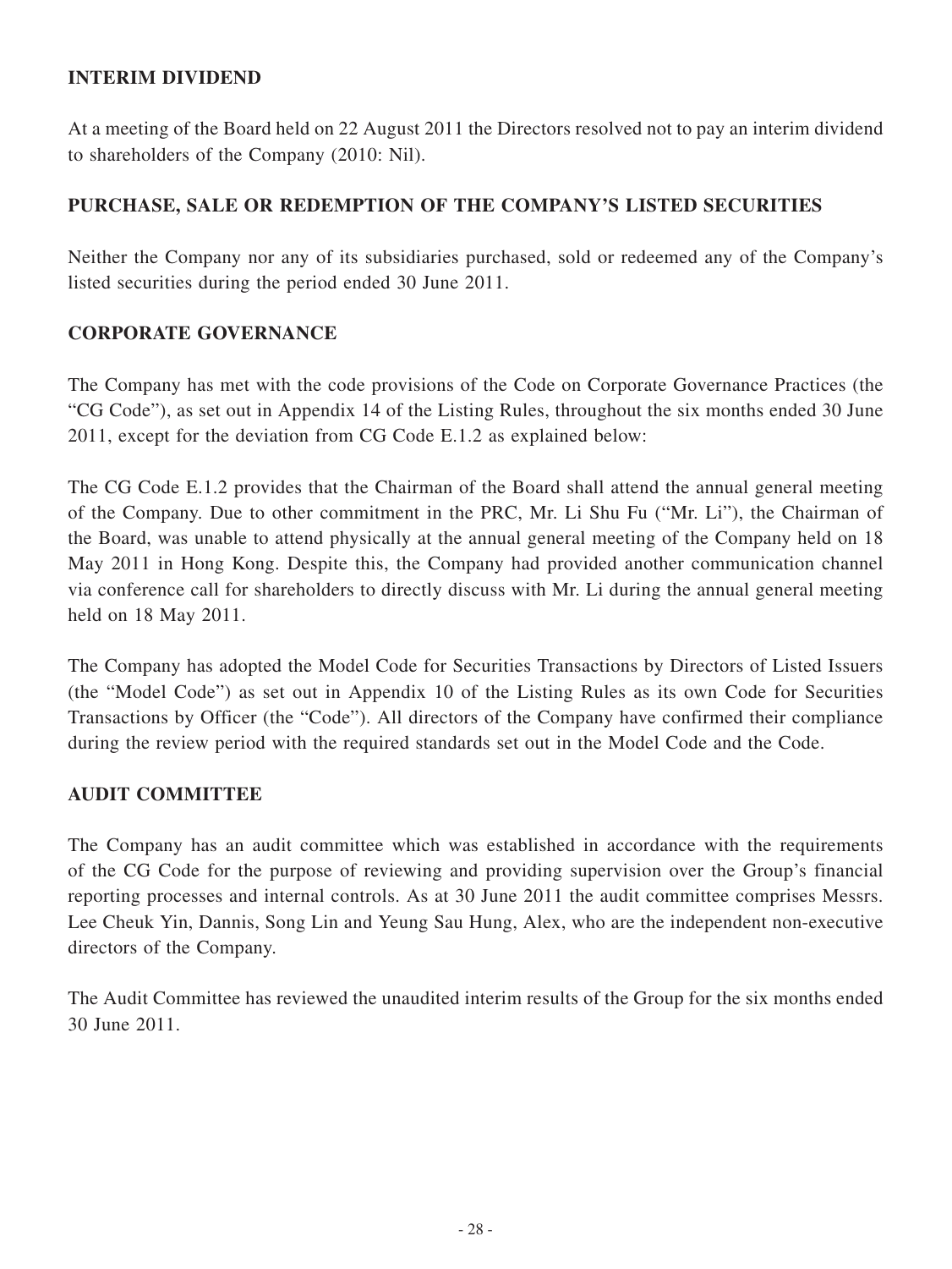## INTERIM DIVIDEND

At a meeting of the Board held on 22 August 2011 the Directors resolved not to pay an interim dividend to shareholders of the Company (2010: Nil).

## PURCHASE, SALE OR REDEMPTION OF THE COMPANY'S LISTED SECURITIES

Neither the Company nor any of its subsidiaries purchased, sold or redeemed any of the Company's listed securities during the period ended 30 June 2011.

## CORPORATE GOVERNANCE

The Company has met with the code provisions of the Code on Corporate Governance Practices (the "CG Code"), as set out in Appendix 14 of the Listing Rules, throughout the six months ended 30 June 2011, except for the deviation from CG Code E.1.2 as explained below:

The CG Code E.1.2 provides that the Chairman of the Board shall attend the annual general meeting of the Company. Due to other commitment in the PRC, Mr. Li Shu Fu ("Mr. Li"), the Chairman of the Board, was unable to attend physically at the annual general meeting of the Company held on 18 May 2011 in Hong Kong. Despite this, the Company had provided another communication channel via conference call for shareholders to directly discuss with Mr. Li during the annual general meeting held on 18 May 2011.

The Company has adopted the Model Code for Securities Transactions by Directors of Listed Issuers (the "Model Code") as set out in Appendix 10 of the Listing Rules as its own Code for Securities Transactions by Officer (the "Code"). All directors of the Company have confirmed their compliance during the review period with the required standards set out in the Model Code and the Code.

## AUDIT COMMITTEE

The Company has an audit committee which was established in accordance with the requirements of the CG Code for the purpose of reviewing and providing supervision over the Group's financial reporting processes and internal controls. As at 30 June 2011 the audit committee comprises Messrs. Lee Cheuk Yin, Dannis, Song Lin and Yeung Sau Hung, Alex, who are the independent non-executive directors of the Company.

The Audit Committee has reviewed the unaudited interim results of the Group for the six months ended 30 June 2011.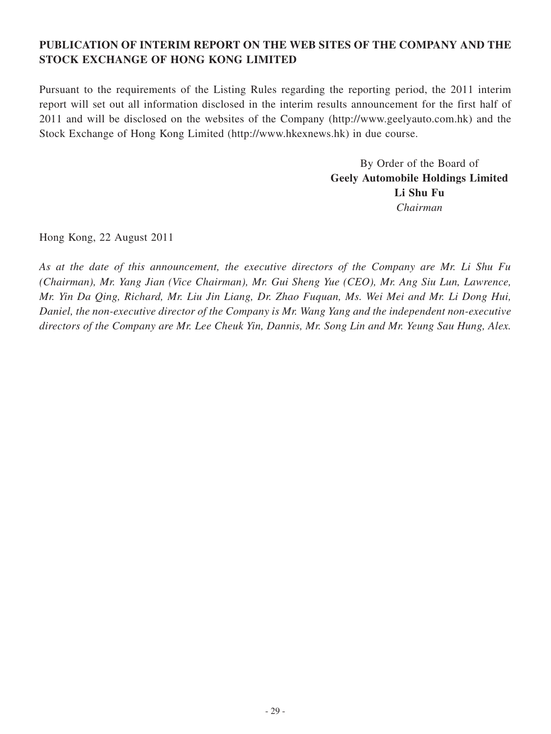**PUBLICATION OF INTERIM REPORT ON THE WEB SITES OF THE COMPANY AND THE STOCK EXCHANGE OF HONG KONG LIMITED**

Pursuant to the requirements of the Listing Rules regarding the reporting period, the 2011 interim report will set out all information disclosed in the interim results announcement for the first half of 2011 and will be disclosed on the websites of the Company (http://www.geelyauto.com.hk) and the Stock Exchange of Hong Kong Limited (http://www.hkexnews.hk) in due course.

By Order of the Board of
**Geely Automobile Holdings Limited**
**Li Shu Fu**
*Chairman*

Hong Kong, 22 August 2011

*As at the date of this announcement, the executive directors of the Company are Mr. Li Shu Fu (Chairman), Mr. Yang Jian (Vice Chairman), Mr. Gui Sheng Yue (CEO), Mr. Ang Siu Lun, Lawrence, Mr. Yin Da Qing, Richard, Mr. Liu Jin Liang, Dr. Zhao Fuquan, Ms. Wei Mei and Mr. Li Dong Hui, Daniel, the non-executive director of the Company is Mr. Wang Yang and the independent non-executive directors of the Company are Mr. Lee Cheuk Yin, Dannis, Mr. Song Lin and Mr. Yeung Sau Hung, Alex.*